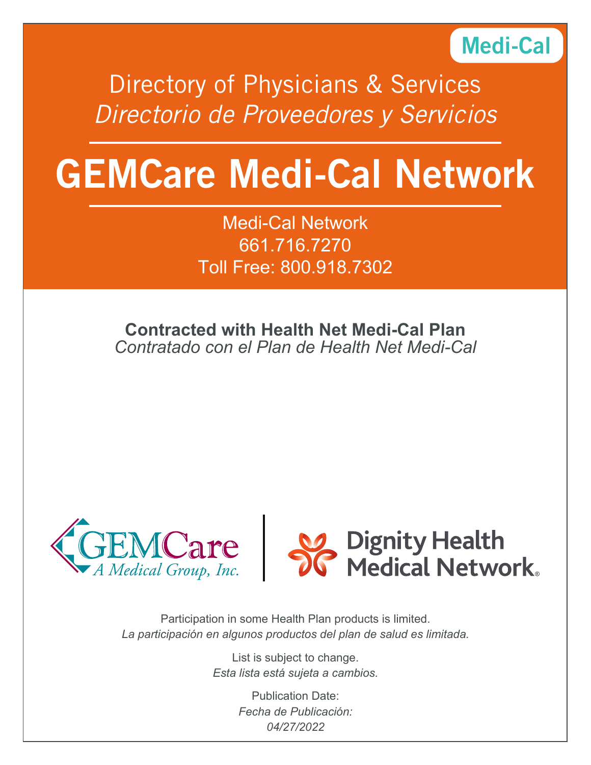Medi-Cal

# Directory of Physicians & Services
*Directorio de Proveedores y Servicios*

# GEMCare Medi-Cal Network

Medi-Cal Network
661.716.7270
Toll Free: 800.918.7302

**Contracted with Health Net Medi-Cal Plan**
*Contratado con el Plan de Health Net Medi-Cal*

GEMCare A Medical Group, Inc.

Dignity Health Medical Network®

Participation in some Health Plan products is limited.
*La participación en algunos productos del plan de salud es limitada.*

List is subject to change.
*Esta lista está sujeta a cambios.*

Publication Date:
*Fecha de Publicación:*
*04/27/2022*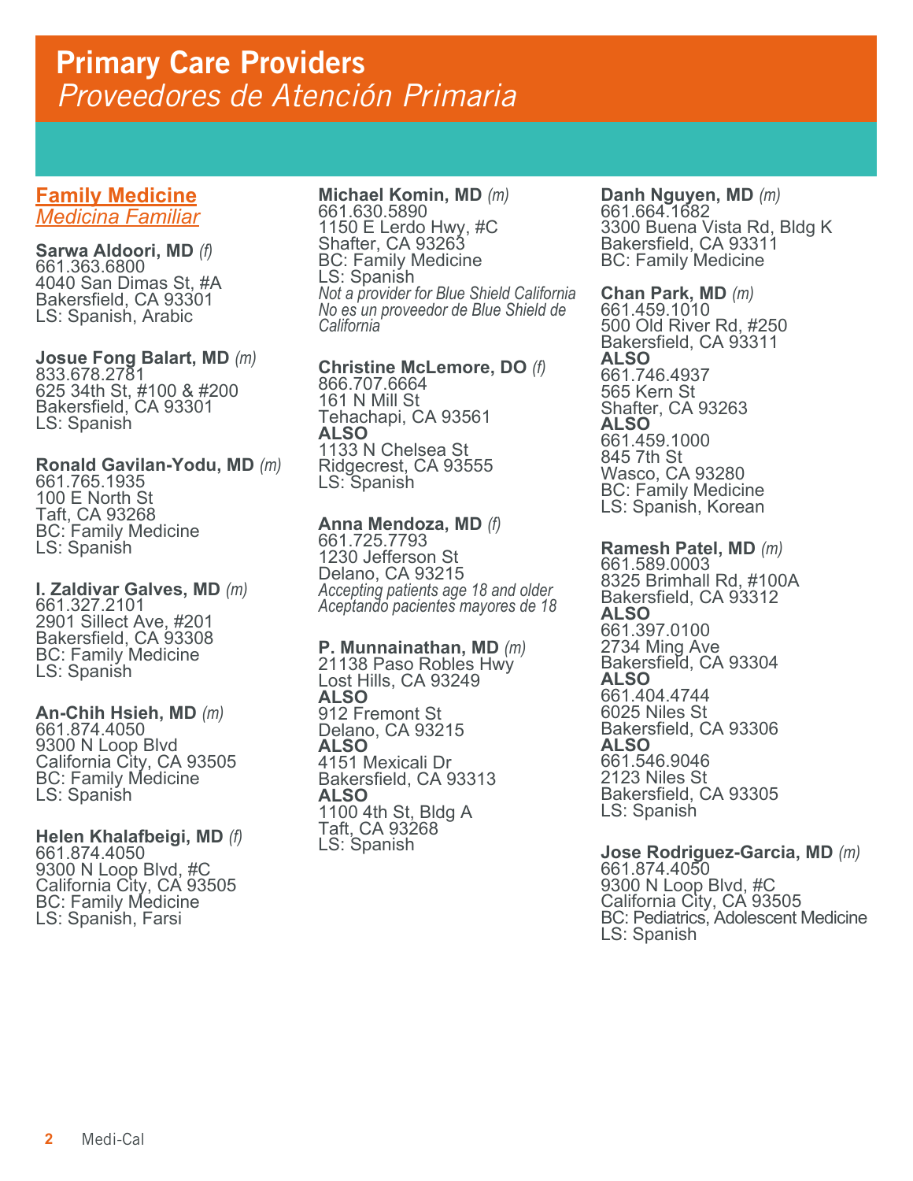# Primary Care Providers
*Proveedores de Atención Primaria*

## Family Medicine
*Medicina Familiar*

**Sarwa Aldoori, MD** *(f)*
661.363.6800
4040 San Dimas St, #A
Bakersfield, CA 93301
LS: Spanish, Arabic

**Josue Fong Balart, MD** *(m)*
833.678.2781
625 34th St, #100 & #200
Bakersfield, CA 93301
LS: Spanish

**Ronald Gavilan-Yodu, MD** *(m)*
661.765.1935
100 E North St
Taft, CA 93268
BC: Family Medicine
LS: Spanish

**I. Zaldivar Galves, MD** *(m)*
661.327.2101
2901 Sillect Ave, #201
Bakersfield, CA 93308
BC: Family Medicine
LS: Spanish

**An-Chih Hsieh, MD** *(m)*
661.874.4050
9300 N Loop Blvd
California City, CA 93505
BC: Family Medicine
LS: Spanish

**Helen Khalafbeigi, MD** *(f)*
661.874.4050
9300 N Loop Blvd, #C
California City, CA 93505
BC: Family Medicine
LS: Spanish, Farsi

**Michael Komin, MD** *(m)*
661.630.5890
1150 E Lerdo Hwy, #C
Shafter, CA 93263
BC: Family Medicine
LS: Spanish
*Not a provider for Blue Shield California*
*No es un proveedor de Blue Shield de California*

**Christine McLemore, DO** *(f)*
866.707.6664
161 N Mill St
Tehachapi, CA 93561
**ALSO**
1133 N Chelsea St
Ridgecrest, CA 93555
LS: Spanish

**Anna Mendoza, MD** *(f)*
661.725.7793
1230 Jefferson St
Delano, CA 93215
*Accepting patients age 18 and older*
*Aceptando pacientes mayores de 18*

**P. Munnainathan, MD** *(m)*
21138 Paso Robles Hwy
Lost Hills, CA 93249
**ALSO**
912 Fremont St
Delano, CA 93215
**ALSO**
4151 Mexicali Dr
Bakersfield, CA 93313
**ALSO**
1100 4th St, Bldg A
Taft, CA 93268
LS: Spanish

**Danh Nguyen, MD** *(m)*
661.664.1682
3300 Buena Vista Rd, Bldg K
Bakersfield, CA 93311
BC: Family Medicine

**Chan Park, MD** *(m)*
661.459.1010
500 Old River Rd, #250
Bakersfield, CA 93311
**ALSO**
661.746.4937
565 Kern St
Shafter, CA 93263
**ALSO**
661.459.1000
845 7th St
Wasco, CA 93280
BC: Family Medicine
LS: Spanish, Korean

**Ramesh Patel, MD** *(m)*
661.589.0003
8325 Brimhall Rd, #100A
Bakersfield, CA 93312
**ALSO**
661.397.0100
2734 Ming Ave
Bakersfield, CA 93304
**ALSO**
661.404.4744
6025 Niles St
Bakersfield, CA 93306
**ALSO**
661.546.9046
2123 Niles St
Bakersfield, CA 93305
LS: Spanish

**Jose Rodriguez-Garcia, MD** *(m)*
661.874.4050
9300 N Loop Blvd, #C
California City, CA 93505
BC: Pediatrics, Adolescent Medicine
LS: Spanish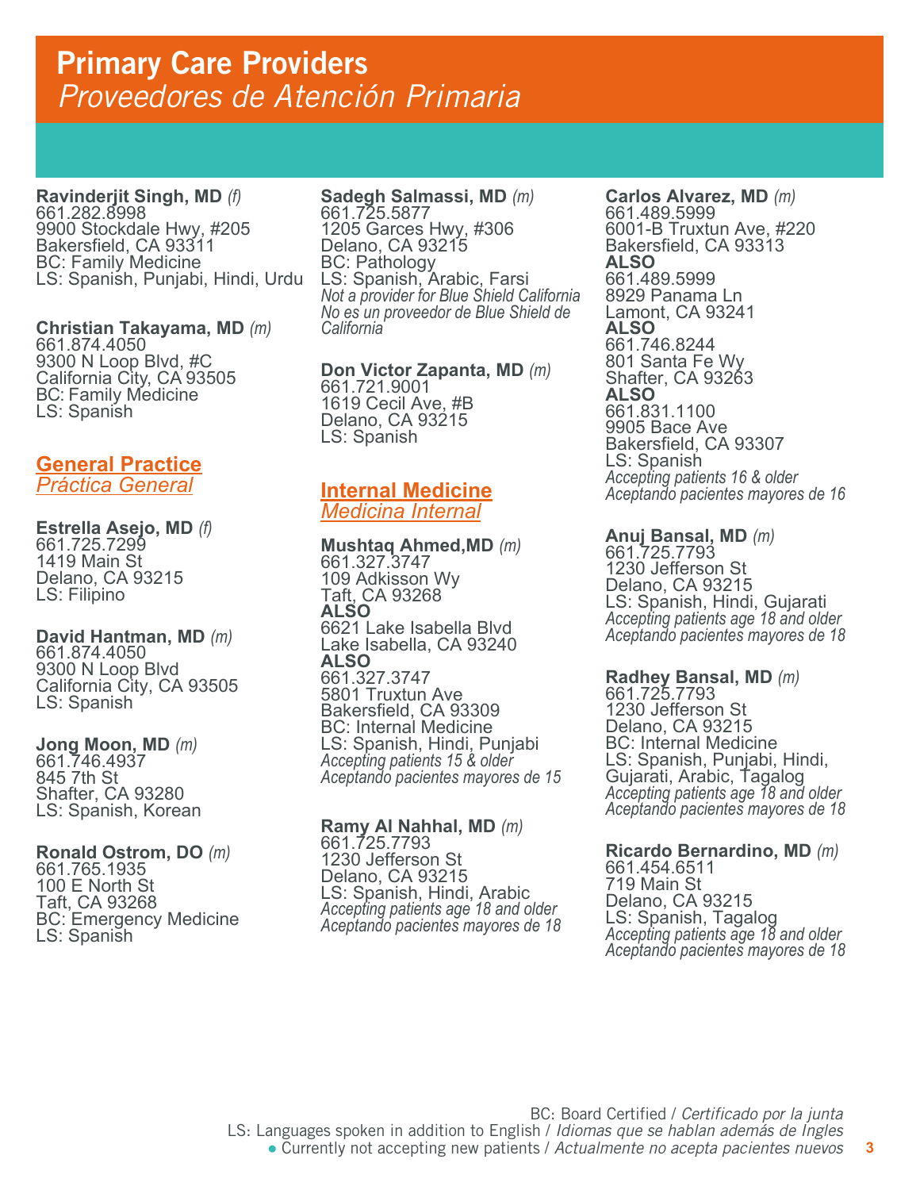# Primary Care Providers
*Proveedores de Atención Primaria*

**Ravinderjit Singh, MD** *(f)*
661.282.8998
9900 Stockdale Hwy, #205
Bakersfield, CA 93311
BC: Family Medicine
LS: Spanish, Punjabi, Hindi, Urdu

**Christian Takayama, MD** *(m)*
661.874.4050
9300 N Loop Blvd, #C
California City, CA 93505
BC: Family Medicine
LS: Spanish

## General Practice
*Práctica General*

**Estrella Asejo, MD** *(f)*
661.725.7299
1419 Main St
Delano, CA 93215
LS: Filipino

**David Hantman, MD** *(m)*
661.874.4050
9300 N Loop Blvd
California City, CA 93505
LS: Spanish

**Jong Moon, MD** *(m)*
661.746.4937
845 7th St
Shafter, CA 93280
LS: Spanish, Korean

**Ronald Ostrom, DO** *(m)*
661.765.1935
100 E North St
Taft, CA 93268
BC: Emergency Medicine
LS: Spanish

**Sadegh Salmassi, MD** *(m)*
661.725.5877
1205 Garces Hwy, #306
Delano, CA 93215
BC: Pathology
LS: Spanish, Arabic, Farsi
*Not a provider for Blue Shield California*
*No es un proveedor de Blue Shield de California*

**Don Victor Zapanta, MD** *(m)*
661.721.9001
1619 Cecil Ave, #B
Delano, CA 93215
LS: Spanish

## Internal Medicine
*Medicina Internal*

**Mushtaq Ahmed,MD** *(m)*
661.327.3747
109 Adkisson Wy
Taft, CA 93268
**ALSO**
6621 Lake Isabella Blvd
Lake Isabella, CA 93240
**ALSO**
661.327.3747
5801 Truxtun Ave
Bakersfield, CA 93309
BC: Internal Medicine
LS: Spanish, Hindi, Punjabi
*Accepting patients 15 & older*
*Aceptando pacientes mayores de 15*

**Ramy Al Nahhal, MD** *(m)*
661.725.7793
1230 Jefferson St
Delano, CA 93215
LS: Spanish, Hindi, Arabic
*Accepting patients age 18 and older*
*Aceptando pacientes mayores de 18*

**Carlos Alvarez, MD** *(m)*
661.489.5999
6001-B Truxtun Ave, #220
Bakersfield, CA 93313
**ALSO**
661.489.5999
8929 Panama Ln
Lamont, CA 93241
**ALSO**
661.746.8244
801 Santa Fe Wy
Shafter, CA 93263
**ALSO**
661.831.1100
9905 Bace Ave
Bakersfield, CA 93307
LS: Spanish
*Accepting patients 16 & older*
*Aceptando pacientes mayores de 16*

**Anuj Bansal, MD** *(m)*
661.725.7793
1230 Jefferson St
Delano, CA 93215
LS: Spanish, Hindi, Gujarati
*Accepting patients age 18 and older*
*Aceptando pacientes mayores de 18*

**Radhey Bansal, MD** *(m)*
661.725.7793
1230 Jefferson St
Delano, CA 93215
BC: Internal Medicine
LS: Spanish, Punjabi, Hindi, Gujarati, Arabic, Tagalog
*Accepting patients age 18 and older*
*Aceptando pacientes mayores de 18*

**Ricardo Bernardino, MD** *(m)*
661.454.6511
719 Main St
Delano, CA 93215
LS: Spanish, Tagalog
*Accepting patients age 18 and older*
*Aceptando pacientes mayores de 18*

BC: Board Certified / *Certificado por la junta*
LS: Languages spoken in addition to English / *Idiomas que se hablan además de Ingles*
● Currently not accepting new patients / *Actualmente no acepta pacientes nuevos*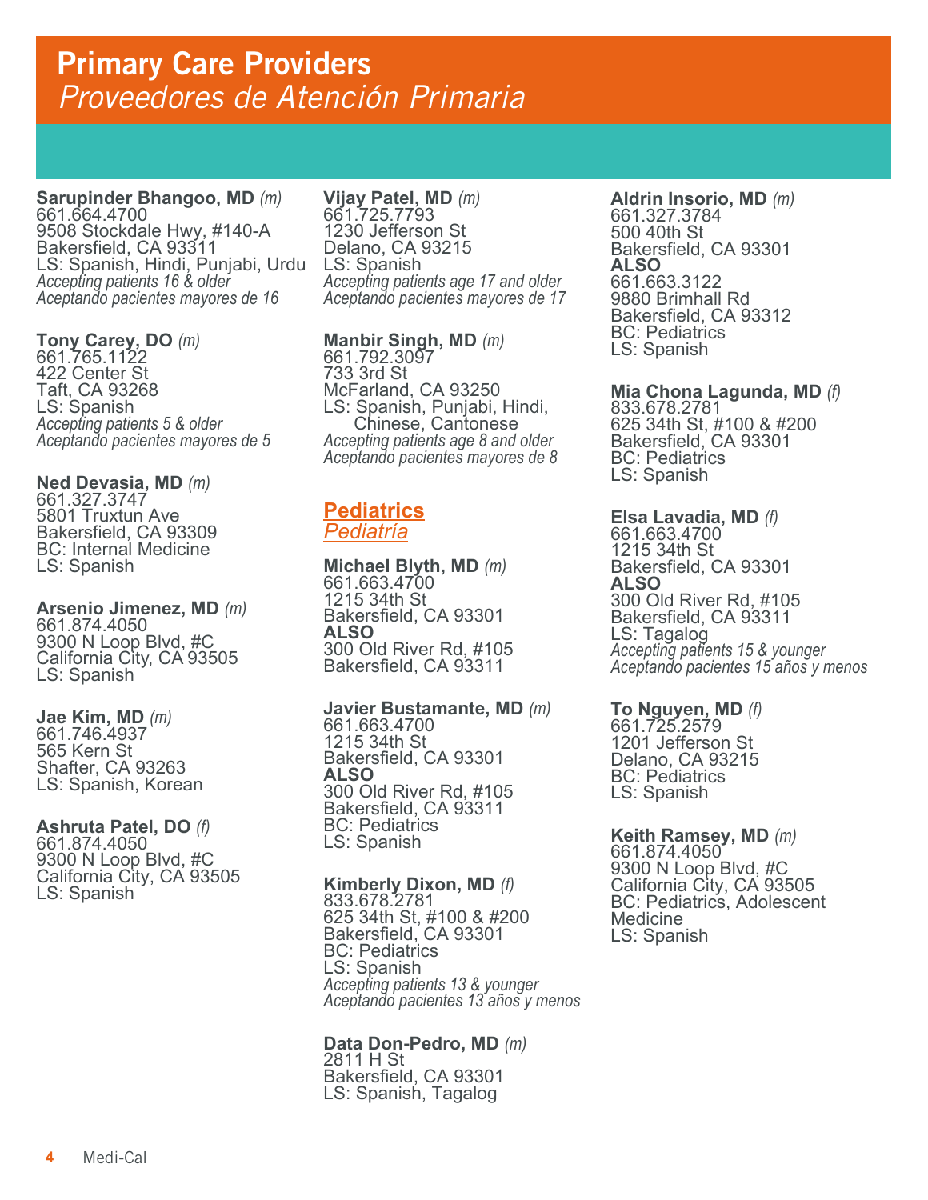# Primary Care Providers
## *Proveedores de Atención Primaria*

**Sarupinder Bhangoo, MD** *(m)*
661.664.4700
9508 Stockdale Hwy, #140-A
Bakersfield, CA 93311
LS: Spanish, Hindi, Punjabi, Urdu
*Accepting patients 16 & older*
*Aceptando pacientes mayores de 16*

**Tony Carey, DO** *(m)*
661.765.1122
422 Center St
Taft, CA 93268
LS: Spanish
*Accepting patients 5 & older*
*Aceptando pacientes mayores de 5*

**Ned Devasia, MD** *(m)*
661.327.3747
5801 Truxtun Ave
Bakersfield, CA 93309
BC: Internal Medicine
LS: Spanish

**Arsenio Jimenez, MD** *(m)*
661.874.4050
9300 N Loop Blvd, #C
California City, CA 93505
LS: Spanish

**Jae Kim, MD** *(m)*
661.746.4937
565 Kern St
Shafter, CA 93263
LS: Spanish, Korean

**Ashruta Patel, DO** *(f)*
661.874.4050
9300 N Loop Blvd, #C
California City, CA 93505
LS: Spanish

**Vijay Patel, MD** *(m)*
661.725.7793
1230 Jefferson St
Delano, CA 93215
LS: Spanish
*Accepting patients age 17 and older*
*Aceptando pacientes mayores de 17*

**Manbir Singh, MD** *(m)*
661.792.3097
733 3rd St
McFarland, CA 93250
LS: Spanish, Punjabi, Hindi, Chinese, Cantonese
*Accepting patients age 8 and older*
*Aceptando pacientes mayores de 8*

### Pediatrics
### *Pediatría*

**Michael Blyth, MD** *(m)*
661.663.4700
1215 34th St
Bakersfield, CA 93301
**ALSO**
300 Old River Rd, #105
Bakersfield, CA 93311

**Javier Bustamante, MD** *(m)*
661.663.4700
1215 34th St
Bakersfield, CA 93301
**ALSO**
300 Old River Rd, #105
Bakersfield, CA 93311
BC: Pediatrics
LS: Spanish

**Kimberly Dixon, MD** *(f)*
833.678.2781
625 34th St, #100 & #200
Bakersfield, CA 93301
BC: Pediatrics
LS: Spanish
*Accepting patients 13 & younger*
*Aceptando pacientes 13 años y menos*

**Data Don-Pedro, MD** *(m)*
2811 H St
Bakersfield, CA 93301
LS: Spanish, Tagalog

**Aldrin Insorio, MD** *(m)*
661.327.3784
500 40th St
Bakersfield, CA 93301
**ALSO**
661.663.3122
9880 Brimhall Rd
Bakersfield, CA 93312
BC: Pediatrics
LS: Spanish

**Mia Chona Lagunda, MD** *(f)*
833.678.2781
625 34th St, #100 & #200
Bakersfield, CA 93301
BC: Pediatrics
LS: Spanish

**Elsa Lavadia, MD** *(f)*
661.663.4700
1215 34th St
Bakersfield, CA 93301
**ALSO**
300 Old River Rd, #105
Bakersfield, CA 93311
LS: Tagalog
*Accepting patients 15 & younger*
*Aceptando pacientes 15 años y menos*

**To Nguyen, MD** *(f)*
661.725.2579
1201 Jefferson St
Delano, CA 93215
BC: Pediatrics
LS: Spanish

**Keith Ramsey, MD** *(m)*
661.874.4050
9300 N Loop Blvd, #C
California City, CA 93505
BC: Pediatrics, Adolescent Medicine
LS: Spanish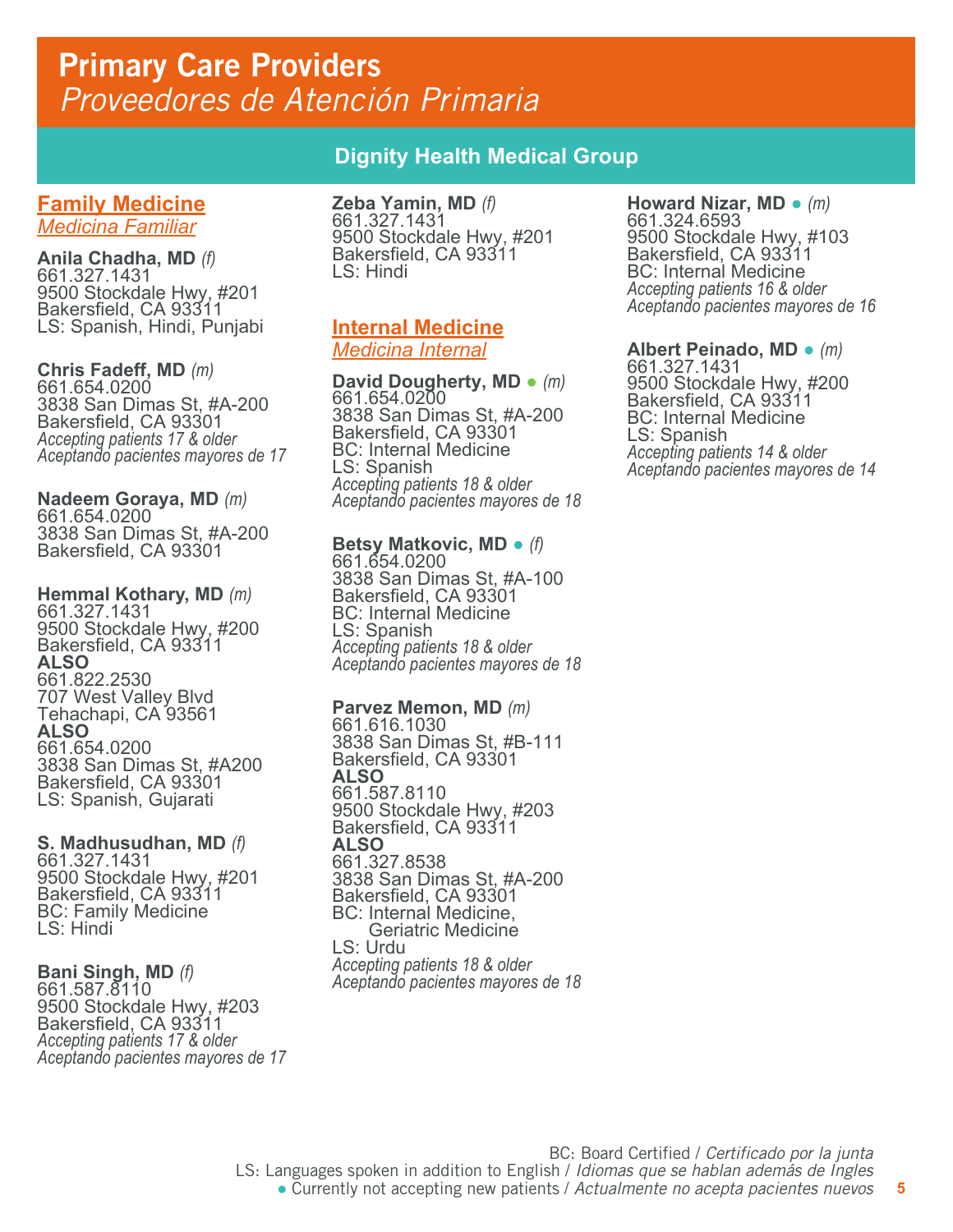# Primary Care Providers
*Proveedores de Atención Primaria*

## Dignity Health Medical Group

### Family Medicine
*Medicina Familiar*

**Anila Chadha, MD** *(f)*
661.327.1431
9500 Stockdale Hwy, #201
Bakersfield, CA 93311
LS: Spanish, Hindi, Punjabi

**Chris Fadeff, MD** *(m)*
661.654.0200
3838 San Dimas St, #A-200
Bakersfield, CA 93301
*Accepting patients 17 & older*
*Aceptando pacientes mayores de 17*

**Nadeem Goraya, MD** *(m)*
661.654.0200
3838 San Dimas St, #A-200
Bakersfield, CA 93301

**Hemmal Kothary, MD** *(m)*
661.327.1431
9500 Stockdale Hwy, #200
Bakersfield, CA 93311
**ALSO**
661.822.2530
707 West Valley Blvd
Tehachapi, CA 93561
**ALSO**
661.654.0200
3838 San Dimas St, #A200
Bakersfield, CA 93301
LS: Spanish, Gujarati

**S. Madhusudhan, MD** *(f)*
661.327.1431
9500 Stockdale Hwy, #201
Bakersfield, CA 93311
BC: Family Medicine
LS: Hindi

**Bani Singh, MD** *(f)*
661.587.8110
9500 Stockdale Hwy, #203
Bakersfield, CA 93311
*Accepting patients 17 & older*
*Aceptando pacientes mayores de 17*

**Zeba Yamin, MD** *(f)*
661.327.1431
9500 Stockdale Hwy, #201
Bakersfield, CA 93311
LS: Hindi

### Internal Medicine
*Medicina Internal*

**David Dougherty, MD** ● *(m)*
661.654.0200
3838 San Dimas St, #A-200
Bakersfield, CA 93301
BC: Internal Medicine
LS: Spanish
*Accepting patients 18 & older*
*Aceptando pacientes mayores de 18*

**Betsy Matkovic, MD** ● *(f)*
661.654.0200
3838 San Dimas St, #A-100
Bakersfield, CA 93301
BC: Internal Medicine
LS: Spanish
*Accepting patients 18 & older*
*Aceptando pacientes mayores de 18*

**Parvez Memon, MD** *(m)*
661.616.1030
3838 San Dimas St, #B-111
Bakersfield, CA 93301
**ALSO**
661.587.8110
9500 Stockdale Hwy, #203
Bakersfield, CA 93311
**ALSO**
661.327.8538
3838 San Dimas St, #A-200
Bakersfield, CA 93301
BC: Internal Medicine, Geriatric Medicine
LS: Urdu
*Accepting patients 18 & older*
*Aceptando pacientes mayores de 18*

**Howard Nizar, MD** ● *(m)*
661.324.6593
9500 Stockdale Hwy, #103
Bakersfield, CA 93311
BC: Internal Medicine
*Accepting patients 16 & older*
*Aceptando pacientes mayores de 16*

**Albert Peinado, MD** ● *(m)*
661.327.1431
9500 Stockdale Hwy, #200
Bakersfield, CA 93311
BC: Internal Medicine
LS: Spanish
*Accepting patients 14 & older*
*Aceptando pacientes mayores de 14*

BC: Board Certified / *Certificado por la junta*
LS: Languages spoken in addition to English / *Idiomas que se hablan además de Ingles*
● Currently not accepting new patients / *Actualmente no acepta pacientes nuevos*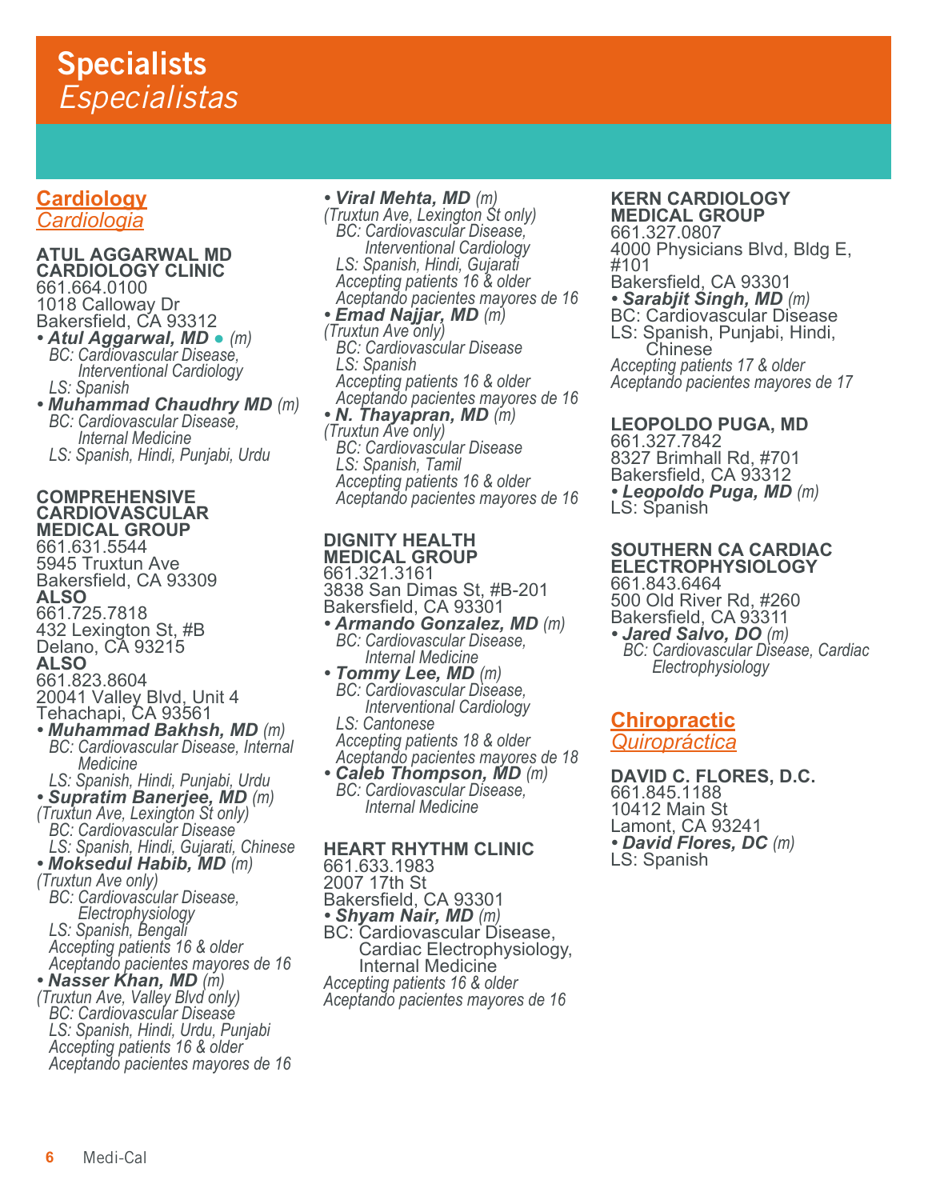# Specialists
*Especialistas*

## Cardiology
*Cardiología*

**ATUL AGGARWAL MD CARDIOLOGY CLINIC**
661.664.0100
1018 Calloway Dr
Bakersfield, CA 93312

- ***Atul Aggarwal, MD*** ● *(m)*
  *BC: Cardiovascular Disease, Interventional Cardiology*
  *LS: Spanish*
- ***Muhammad Chaudhry MD*** *(m)*
  *BC: Cardiovascular Disease, Internal Medicine*
  *LS: Spanish, Hindi, Punjabi, Urdu*

**COMPREHENSIVE CARDIOVASCULAR MEDICAL GROUP**
661.631.5544
5945 Truxtun Ave
Bakersfield, CA 93309
**ALSO**
661.725.7818
432 Lexington St, #B
Delano, CA 93215
**ALSO**
661.823.8604
20041 Valley Blvd, Unit 4
Tehachapi, CA 93561

- ***Muhammad Bakhsh, MD*** *(m)*
  *BC: Cardiovascular Disease, Internal Medicine*
  *LS: Spanish, Hindi, Punjabi, Urdu*
- ***Supratim Banerjee, MD*** *(m)*
  *(Truxtun Ave, Lexington St only)*
  *BC: Cardiovascular Disease*
  *LS: Spanish, Hindi, Gujarati, Chinese*
- ***Moksedul Habib, MD*** *(m)*
  *(Truxtun Ave only)*
  *BC: Cardiovascular Disease, Electrophysiology*
  *LS: Spanish, Bengali*
  *Accepting patients 16 & older*
  *Aceptando pacientes mayores de 16*
- ***Nasser Khan, MD*** *(m)*
  *(Truxtun Ave, Valley Blvd only)*
  *BC: Cardiovascular Disease*
  *LS: Spanish, Hindi, Urdu, Punjabi*
  *Accepting patients 16 & older*
  *Aceptando pacientes mayores de 16*
- ***Viral Mehta, MD*** *(m)*
  *(Truxtun Ave, Lexington St only)*
  *BC: Cardiovascular Disease, Interventional Cardiology*
  *LS: Spanish, Hindi, Gujarati*
  *Accepting patients 16 & older*
  *Aceptando pacientes mayores de 16*
- ***Emad Najjar, MD*** *(m)*
  *(Truxtun Ave only)*
  *BC: Cardiovascular Disease*
  *LS: Spanish*
  *Accepting patients 16 & older*
  *Aceptando pacientes mayores de 16*
- ***N. Thayapran, MD*** *(m)*
  *(Truxtun Ave only)*
  *BC: Cardiovascular Disease*
  *LS: Spanish, Tamil*
  *Accepting patients 16 & older*
  *Aceptando pacientes mayores de 16*

**DIGNITY HEALTH MEDICAL GROUP**
661.321.3161
3838 San Dimas St, #B-201
Bakersfield, CA 93301

- ***Armando Gonzalez, MD*** *(m)*
  *BC: Cardiovascular Disease, Internal Medicine*
- ***Tommy Lee, MD*** *(m)*
  *BC: Cardiovascular Disease, Interventional Cardiology*
  *LS: Cantonese*
  *Accepting patients 18 & older*
  *Aceptando pacientes mayores de 18*
- ***Caleb Thompson, MD*** *(m)*
  *BC: Cardiovascular Disease, Internal Medicine*

**HEART RHYTHM CLINIC**
661.633.1983
2007 17th St
Bakersfield, CA 93301

- ***Shyam Nair, MD*** *(m)*
  BC: Cardiovascular Disease, Cardiac Electrophysiology, Internal Medicine
  *Accepting patients 16 & older*
  *Aceptando pacientes mayores de 16*

**KERN CARDIOLOGY MEDICAL GROUP**
661.327.0807
4000 Physicians Blvd, Bldg E, #101
Bakersfield, CA 93301

- ***Sarabjit Singh, MD*** *(m)*
  BC: Cardiovascular Disease
  LS: Spanish, Punjabi, Hindi, Chinese
  *Accepting patients 17 & older*
  *Aceptando pacientes mayores de 17*

**LEOPOLDO PUGA, MD**
661.327.7842
8327 Brimhall Rd, #701
Bakersfield, CA 93312

- ***Leopoldo Puga, MD*** *(m)*
  LS: Spanish

**SOUTHERN CA CARDIAC ELECTROPHYSIOLOGY**
661.843.6464
500 Old River Rd, #260
Bakersfield, CA 93311

- ***Jared Salvo, DO*** *(m)*
  *BC: Cardiovascular Disease, Cardiac Electrophysiology*

## Chiropractic
*Quiropráctica*

**DAVID C. FLORES, D.C.**
661.845.1188
10412 Main St
Lamont, CA 93241

- ***David Flores, DC*** *(m)*
  LS: Spanish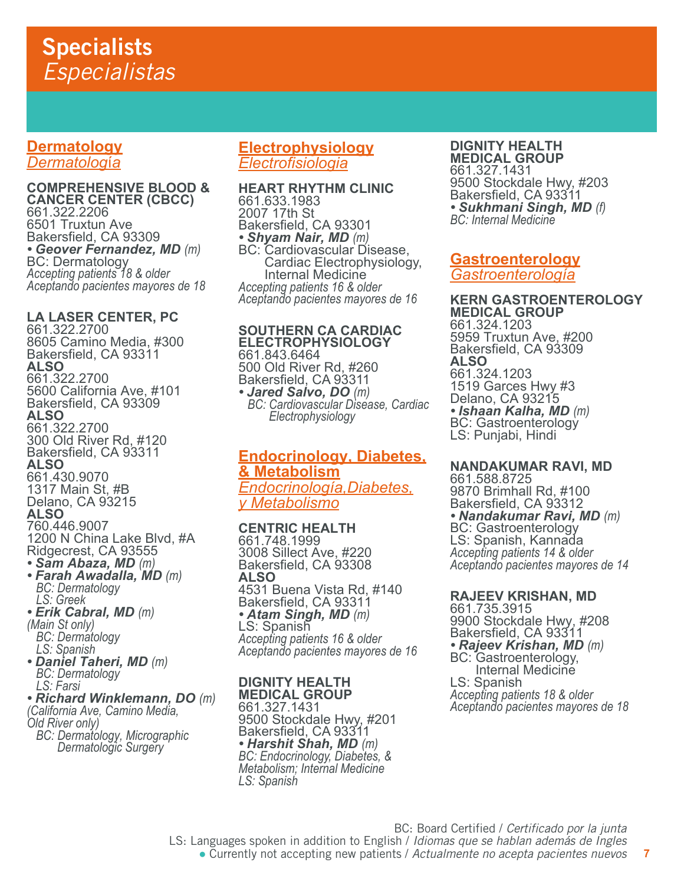# Specialists
*Especialistas*

## Dermatology
*Dermatología*

**COMPREHENSIVE BLOOD & CANCER CENTER (CBCC)**
661.322.2206
6501 Truxtun Ave
Bakersfield, CA 93309
***• Geover Fernandez, MD*** *(m)*
BC: Dermatology
*Accepting patients 18 & older*
*Aceptando pacientes mayores de 18*

**LA LASER CENTER, PC**
661.322.2700
8605 Camino Media, #300
Bakersfield, CA 93311
**ALSO**
661.322.2700
5600 California Ave, #101
Bakersfield, CA 93309
**ALSO**
661.322.2700
300 Old River Rd, #120
Bakersfield, CA 93311
**ALSO**
661.430.9070
1317 Main St, #B
Delano, CA 93215
**ALSO**
760.446.9007
1200 N China Lake Blvd, #A
Ridgecrest, CA 93555
***• Sam Abaza, MD*** *(m)*
***• Farah Awadalla, MD*** *(m)*
*BC: Dermatology*
*LS: Greek*
***• Erik Cabral, MD*** *(m)*
*(Main St only)*
*BC: Dermatology*
*LS: Spanish*
***• Daniel Taheri, MD*** *(m)*
*BC: Dermatology*
*LS: Farsi*
***• Richard Winklemann, DO*** *(m)*
*(California Ave, Camino Media, Old River only)*
*BC: Dermatology, Micrographic Dermatologic Surgery*

## Electrophysiology
*Electrofisiologia*

**HEART RHYTHM CLINIC**
661.633.1983
2007 17th St
Bakersfield, CA 93301
***• Shyam Nair, MD*** *(m)*
BC: Cardiovascular Disease, Cardiac Electrophysiology, Internal Medicine
*Accepting patients 16 & older*
*Aceptando pacientes mayores de 16*

**SOUTHERN CA CARDIAC ELECTROPHYSIOLOGY**
661.843.6464
500 Old River Rd, #260
Bakersfield, CA 93311
***• Jared Salvo, DO*** *(m)*
*BC: Cardiovascular Disease, Cardiac Electrophysiology*

## Endocrinology, Diabetes, & Metabolism
*Endocrinología,Diabetes, y Metabolismo*

**CENTRIC HEALTH**
661.748.1999
3008 Sillect Ave, #220
Bakersfield, CA 93308
**ALSO**
4531 Buena Vista Rd, #140
Bakersfield, CA 93311
***• Atam Singh, MD*** *(m)*
LS: Spanish
*Accepting patients 16 & older*
*Aceptando pacientes mayores de 16*

**DIGNITY HEALTH MEDICAL GROUP**
661.327.1431
9500 Stockdale Hwy, #201
Bakersfield, CA 93311
***• Harshit Shah, MD*** *(m)*
*BC: Endocrinology, Diabetes, & Metabolism; Internal Medicine*
*LS: Spanish*

**DIGNITY HEALTH MEDICAL GROUP**
661.327.1431
9500 Stockdale Hwy, #203
Bakersfield, CA 93311
***• Sukhmani Singh, MD*** *(f)*
*BC: Internal Medicine*

## Gastroenterology
*Gastroenterología*

**KERN GASTROENTEROLOGY MEDICAL GROUP**
661.324.1203
5959 Truxtun Ave, #200
Bakersfield, CA 93309
**ALSO**
661.324.1203
1519 Garces Hwy #3
Delano, CA 93215
***• Ishaan Kalha, MD*** *(m)*
BC: Gastroenterology
LS: Punjabi, Hindi

**NANDAKUMAR RAVI, MD**
661.588.8725
9870 Brimhall Rd, #100
Bakersfield, CA 93312
***• Nandakumar Ravi, MD*** *(m)*
BC: Gastroenterology
LS: Spanish, Kannada
*Accepting patients 14 & older*
*Aceptando pacientes mayores de 14*

**RAJEEV KRISHAN, MD**
661.735.3915
9900 Stockdale Hwy, #208
Bakersfield, CA 93311
***• Rajeev Krishan, MD*** *(m)*
BC: Gastroenterology, Internal Medicine
LS: Spanish
*Accepting patients 18 & older*
*Aceptando pacientes mayores de 18*

BC: Board Certified / *Certificado por la junta*
LS: Languages spoken in addition to English / *Idiomas que se hablan además de Ingles*
● Currently not accepting new patients / *Actualmente no acepta pacientes nuevos*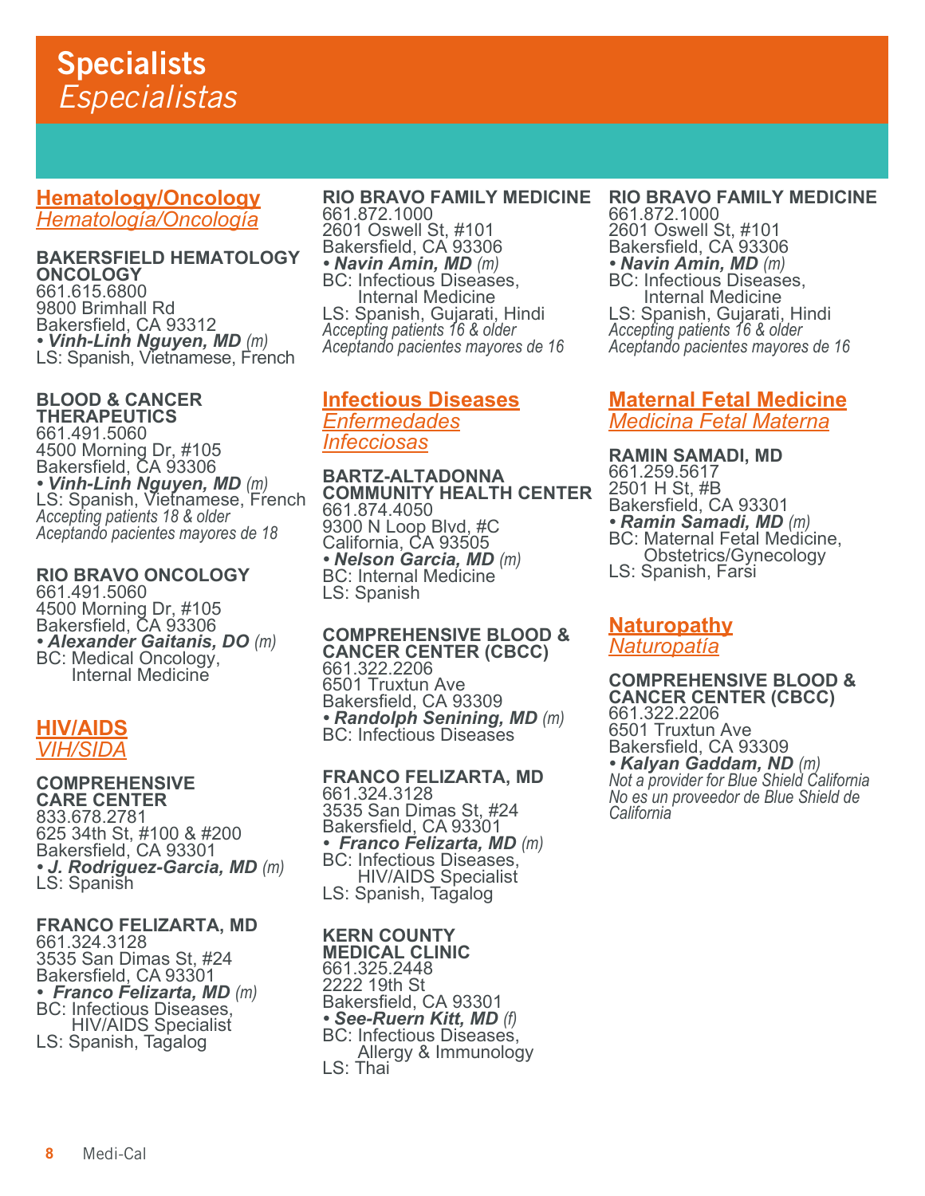# Specialists
# *Especialistas*

## Hematology/Oncology
## *Hematología/Oncología*

**BAKERSFIELD HEMATOLOGY ONCOLOGY**
661.615.6800
9800 Brimhall Rd
Bakersfield, CA 93312
• ***Vinh-Linh Nguyen, MD*** *(m)*
LS: Spanish, Vietnamese, French

**BLOOD & CANCER THERAPEUTICS**
661.491.5060
4500 Morning Dr, #105
Bakersfield, CA 93306
• ***Vinh-Linh Nguyen, MD*** *(m)*
LS: Spanish, Vietnamese, French
*Accepting patients 18 & older*
*Aceptando pacientes mayores de 18*

**RIO BRAVO ONCOLOGY**
661.491.5060
4500 Morning Dr, #105
Bakersfield, CA 93306
• ***Alexander Gaitanis, DO*** *(m)*
BC: Medical Oncology, Internal Medicine

## HIV/AIDS
## *VIH/SIDA*

**COMPREHENSIVE CARE CENTER**
833.678.2781
625 34th St, #100 & #200
Bakersfield, CA 93301
• ***J. Rodriguez-Garcia, MD*** *(m)*
LS: Spanish

**FRANCO FELIZARTA, MD**
661.324.3128
3535 San Dimas St, #24
Bakersfield, CA 93301
• ***Franco Felizarta, MD*** *(m)*
BC: Infectious Diseases, HIV/AIDS Specialist
LS: Spanish, Tagalog

**RIO BRAVO FAMILY MEDICINE**
661.872.1000
2601 Oswell St, #101
Bakersfield, CA 93306
• ***Navin Amin, MD*** *(m)*
BC: Infectious Diseases, Internal Medicine
LS: Spanish, Gujarati, Hindi
*Accepting patients 16 & older*
*Aceptando pacientes mayores de 16*

## Infectious Diseases
## *Enfermedades Infecciosas*

**BARTZ-ALTADONNA COMMUNITY HEALTH CENTER**
661.874.4050
9300 N Loop Blvd, #C
California, CA 93505
• ***Nelson Garcia, MD*** *(m)*
BC: Internal Medicine
LS: Spanish

**COMPREHENSIVE BLOOD & CANCER CENTER (CBCC)**
661.322.2206
6501 Truxtun Ave
Bakersfield, CA 93309
• ***Randolph Senining, MD*** *(m)*
BC: Infectious Diseases

**FRANCO FELIZARTA, MD**
661.324.3128
3535 San Dimas St, #24
Bakersfield, CA 93301
• ***Franco Felizarta, MD*** *(m)*
BC: Infectious Diseases, HIV/AIDS Specialist
LS: Spanish, Tagalog

**KERN COUNTY MEDICAL CLINIC**
661.325.2448
2222 19th St
Bakersfield, CA 93301
• ***See-Ruern Kitt, MD*** *(f)*
BC: Infectious Diseases, Allergy & Immunology
LS: Thai

**RIO BRAVO FAMILY MEDICINE**
661.872.1000
2601 Oswell St, #101
Bakersfield, CA 93306
• ***Navin Amin, MD*** *(m)*
BC: Infectious Diseases, Internal Medicine
LS: Spanish, Gujarati, Hindi
*Accepting patients 16 & older*
*Aceptando pacientes mayores de 16*

## Maternal Fetal Medicine
## *Medicina Fetal Materna*

**RAMIN SAMADI, MD**
661.259.5617
2501 H St, #B
Bakersfield, CA 93301
• ***Ramin Samadi, MD*** *(m)*
BC: Maternal Fetal Medicine, Obstetrics/Gynecology
LS: Spanish, Farsi

## Naturopathy
## *Naturopatía*

**COMPREHENSIVE BLOOD & CANCER CENTER (CBCC)**
661.322.2206
6501 Truxtun Ave
Bakersfield, CA 93309
• ***Kalyan Gaddam, ND*** *(m)*
*Not a provider for Blue Shield California*
*No es un proveedor de Blue Shield de California*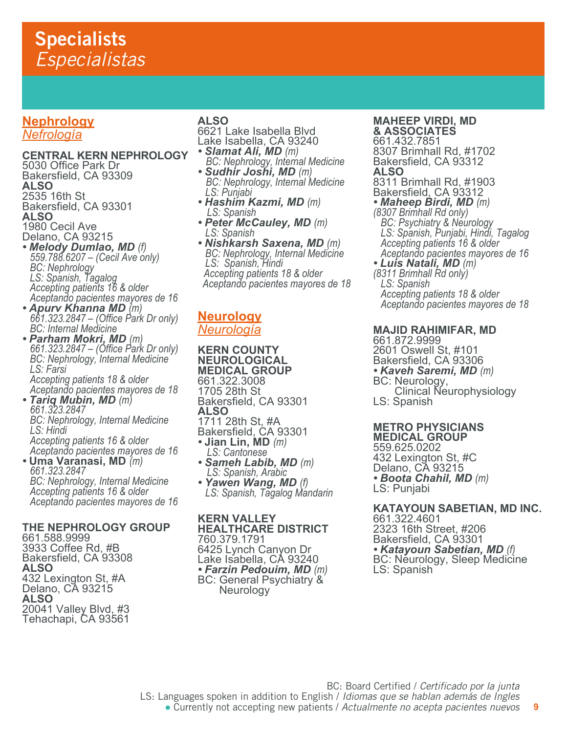# Specialists
## *Especialistas*

### Nephrology
### *Nefrología*

**CENTRAL KERN NEPHROLOGY**
5030 Office Park Dr
Bakersfield, CA 93309
**ALSO**
2535 16th St
Bakersfield, CA 93301
**ALSO**
1980 Cecil Ave
Delano, CA 93215

- ***Melody Dumlao, MD*** *(f)*
  *559.788.6207 – (Cecil Ave only)*
  *BC: Nephrology*
  *LS: Spanish, Tagalog*
  *Accepting patients 16 & older*
  *Aceptando pacientes mayores de 16*
- ***Apurv Khanna MD*** *(m)*
  *661.323.2847 – (Office Park Dr only)*
  *BC: Internal Medicine*
- ***Parham Mokri, MD*** *(m)*
  *661.323.2847 – (Office Park Dr only)*
  *BC: Nephrology, Internal Medicine*
  *LS: Farsi*
  *Accepting patients 18 & older*
  *Aceptando pacientes mayores de 18*
- ***Tariq Mubin, MD*** *(m)*
  *661.323.2847*
  *BC: Nephrology, Internal Medicine*
  *LS: Hindi*
  *Accepting patients 16 & older*
  *Aceptando pacientes mayores de 16*
- **Uma Varanasi, MD** *(m)*
  *661.323.2847*
  *BC: Nephrology, Internal Medicine*
  *Accepting patients 16 & older*
  *Aceptando pacientes mayores de 16*

**THE NEPHROLOGY GROUP**
661.588.9999
3933 Coffee Rd, #B
Bakersfield, CA 93308
**ALSO**
432 Lexington St, #A
Delano, CA 93215
**ALSO**
20041 Valley Blvd, #3
Tehachapi, CA 93561
**ALSO**
6621 Lake Isabella Blvd
Lake Isabella, CA 93240

- ***Slamat Ali, MD*** *(m)*
  *BC: Nephrology, Internal Medicine*
- ***Sudhir Joshi, MD*** *(m)*
  *BC: Nephrology, Internal Medicine*
  *LS: Punjabi*
- ***Hashim Kazmi, MD*** *(m)*
  *LS: Spanish*
- ***Peter McCauley, MD*** *(m)*
  *LS: Spanish*
- ***Nishkarsh Saxena, MD*** *(m)*
  *BC: Nephrology, Internal Medicine*
  *LS: Spanish, Hindi*
  *Accepting patients 18 & older*
  *Aceptando pacientes mayores de 18*

### Neurology
### *Neurología*

**KERN COUNTY NEUROLOGICAL MEDICAL GROUP**
661.322.3008
1705 28th St
Bakersfield, CA 93301
**ALSO**
1711 28th St, #A
Bakersfield, CA 93301

- **Jian Lin, MD** *(m)*
  *LS: Cantonese*
- ***Sameh Labib, MD*** *(m)*
  *LS: Spanish, Arabic*
- ***Yawen Wang, MD*** *(f)*
  *LS: Spanish, Tagalog Mandarin*

**KERN VALLEY HEALTHCARE DISTRICT**
760.379.1791
6425 Lynch Canyon Dr
Lake Isabella, CA 93240

- ***Farzin Pedouim, MD*** *(m)*
  BC: General Psychiatry & Neurology

**MAHEEP VIRDI, MD & ASSOCIATES**
661.432.7851
8307 Brimhall Rd, #1702
Bakersfield, CA 93312
**ALSO**
8311 Brimhall Rd, #1903
Bakersfield, CA 93312

- ***Maheep Birdi, MD*** *(m)*
  *(8307 Brimhall Rd only)*
  *BC: Psychiatry & Neurology*
  *LS: Spanish, Punjabi, Hindi, Tagalog*
  *Accepting patients 16 & older*
  *Aceptando pacientes mayores de 16*
- ***Luis Natali, MD*** *(m)*
  *(8311 Brimhall Rd only)*
  *LS: Spanish*
  *Accepting patients 18 & older*
  *Aceptando pacientes mayores de 18*

**MAJID RAHIMIFAR, MD**
661.872.9999
2601 Oswell St, #101
Bakersfield, CA 93306

- ***Kaveh Saremi, MD*** *(m)*
  BC: Neurology, Clinical Neurophysiology
  LS: Spanish

**METRO PHYSICIANS MEDICAL GROUP**
559.625.0202
432 Lexington St, #C
Delano, CA 93215

- ***Boota Chahil, MD*** *(m)*
  LS: Punjabi

**KATAYOUN SABETIAN, MD INC.**
661.322.4601
2323 16th Street, #206
Bakersfield, CA 93301

- ***Katayoun Sabetian, MD*** *(f)*
  BC: Neurology, Sleep Medicine
  LS: Spanish

BC: Board Certified / *Certificado por la junta*
LS: Languages spoken in addition to English / *Idiomas que se hablan además de Ingles*
● Currently not accepting new patients / *Actualmente no acepta pacientes nuevos*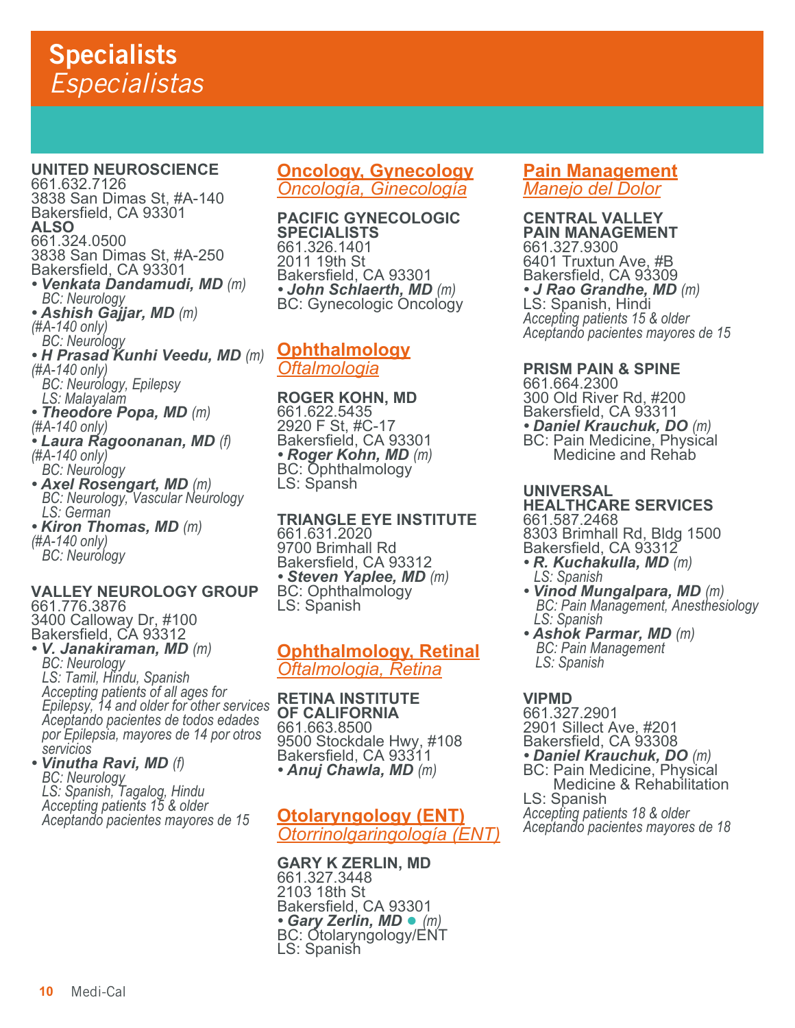# Specialists
*Especialistas*

**UNITED NEUROSCIENCE**
661.632.7126
3838 San Dimas St, #A-140
Bakersfield, CA 93301
**ALSO**
661.324.0500
3838 San Dimas St, #A-250
Bakersfield, CA 93301

- ***Venkata Dandamudi, MD*** *(m)*
  *BC: Neurology*
- ***Ashish Gajjar, MD*** *(m)*
  *(#A-140 only)*
  *BC: Neurology*
- ***H Prasad Kunhi Veedu, MD*** *(m)*
  *(#A-140 only)*
  *BC: Neurology, Epilepsy*
  *LS: Malayalam*
- ***Theodore Popa, MD*** *(m)*
  *(#A-140 only)*
- ***Laura Ragoonanan, MD*** *(f)*
  *(#A-140 only)*
  *BC: Neurology*
- ***Axel Rosengart, MD*** *(m)*
  *BC: Neurology, Vascular Neurology*
  *LS: German*
- ***Kiron Thomas, MD*** *(m)*
  *(#A-140 only)*
  *BC: Neurology*

**VALLEY NEUROLOGY GROUP**
661.776.3876
3400 Calloway Dr, #100
Bakersfield, CA 93312

- ***V. Janakiraman, MD*** *(m)*
  *BC: Neurology*
  *LS: Tamil, Hindu, Spanish*
  *Accepting patients of all ages for Epilepsy, 14 and older for other services*
  *Aceptando pacientes de todos edades por Epilepsia, mayores de 14 por otros servicios*
- ***Vinutha Ravi, MD*** *(f)*
  *BC: Neurology*
  *LS: Spanish, Tagalog, Hindu*
  *Accepting patients 15 & older*
  *Aceptando pacientes mayores de 15*

## Oncology, Gynecology
*Oncología, Ginecología*

**PACIFIC GYNECOLOGIC SPECIALISTS**
661.326.1401
2011 19th St
Bakersfield, CA 93301

- ***John Schlaerth, MD*** *(m)*
  BC: Gynecologic Oncology

## Ophthalmology
*Oftalmologia*

**ROGER KOHN, MD**
661.622.5435
2920 F St, #C-17
Bakersfield, CA 93301

- ***Roger Kohn, MD*** *(m)*
  BC: Ophthalmology
  LS: Spansh

**TRIANGLE EYE INSTITUTE**
661.631.2020
9700 Brimhall Rd
Bakersfield, CA 93312

- ***Steven Yaplee, MD*** *(m)*
  BC: Ophthalmology
  LS: Spanish

## Ophthalmology, Retinal
*Oftalmologia, Retina*

**RETINA INSTITUTE OF CALIFORNIA**
661.663.8500
9500 Stockdale Hwy, #108
Bakersfield, CA 93311

- ***Anuj Chawla, MD*** *(m)*

## Otolaryngology (ENT)
*Otorrinolgaringología (ENT)*

**GARY K ZERLIN, MD**
661.327.3448
2103 18th St
Bakersfield, CA 93301

- ***Gary Zerlin, MD*** ● *(m)*
  BC: Otolaryngology/ENT
  LS: Spanish

## Pain Management
*Manejo del Dolor*

**CENTRAL VALLEY PAIN MANAGEMENT**
661.327.9300
6401 Truxtun Ave, #B
Bakersfield, CA 93309

- ***J Rao Grandhe, MD*** *(m)*
  LS: Spanish, Hindi
  *Accepting patients 15 & older*
  *Aceptando pacientes mayores de 15*

**PRISM PAIN & SPINE**
661.664.2300
300 Old River Rd, #200
Bakersfield, CA 93311

- ***Daniel Krauchuk, DO*** *(m)*
  BC: Pain Medicine, Physical Medicine and Rehab

**UNIVERSAL HEALTHCARE SERVICES**
661.587.2468
8303 Brimhall Rd, Bldg 1500
Bakersfield, CA 93312

- ***R. Kuchakulla, MD*** *(m)*
  *LS: Spanish*
- ***Vinod Mungalpara, MD*** *(m)*
  *BC: Pain Management, Anesthesiology*
  *LS: Spanish*
- ***Ashok Parmar, MD*** *(m)*
  *BC: Pain Management*
  *LS: Spanish*

**VIPMD**
661.327.2901
2901 Sillect Ave, #201
Bakersfield, CA 93308

- ***Daniel Krauchuk, DO*** *(m)*
  BC: Pain Medicine, Physical Medicine & Rehabilitation
  LS: Spanish
  *Accepting patients 18 & older*
  *Aceptando pacientes mayores de 18*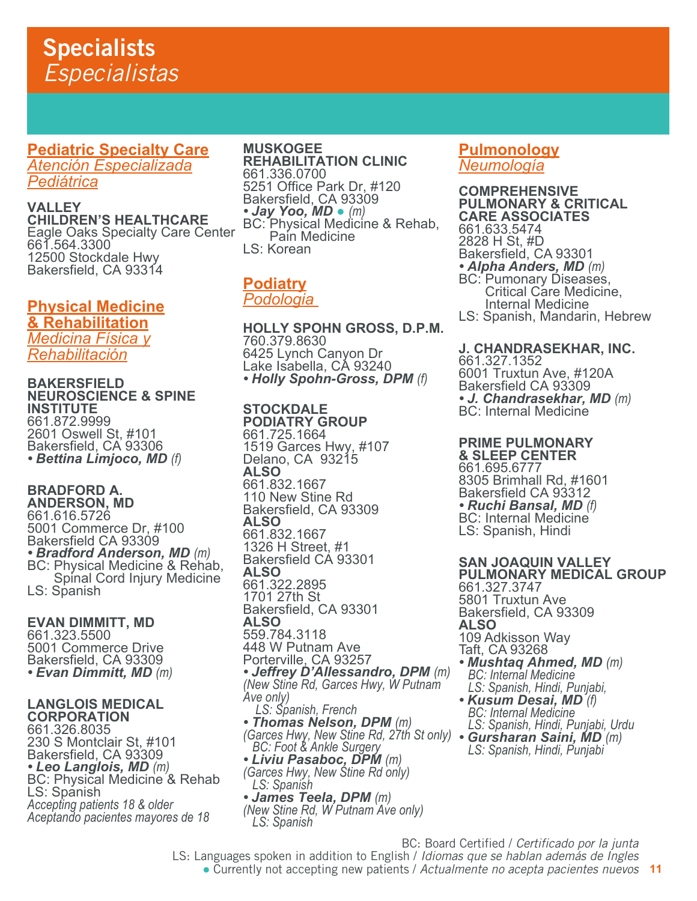# Specialists
*Especialistas*

## Pediatric Specialty Care
*Atención Especializada Pediátrica*

**VALLEY CHILDREN'S HEALTHCARE**
Eagle Oaks Specialty Care Center
661.564.3300
12500 Stockdale Hwy
Bakersfield, CA 93314

## Physical Medicine & Rehabilitation
*Medicina Física y Rehabilitación*

**BAKERSFIELD NEUROSCIENCE & SPINE INSTITUTE**
661.872.9999
2601 Oswell St, #101
Bakersfield, CA 93306
- ***Bettina Limjoco, MD*** *(f)*

**BRADFORD A. ANDERSON, MD**
661.616.5726
5001 Commerce Dr, #100
Bakersfield CA 93309
- ***Bradford Anderson, MD*** *(m)*

BC: Physical Medicine & Rehab, Spinal Cord Injury Medicine
LS: Spanish

**EVAN DIMMITT, MD**
661.323.5500
5001 Commerce Drive
Bakersfield, CA 93309
- ***Evan Dimmitt, MD*** *(m)*

**LANGLOIS MEDICAL CORPORATION**
661.326.8035
230 S Montclair St, #101
Bakersfield, CA 93309
- ***Leo Langlois, MD*** *(m)*

BC: Physical Medicine & Rehab
LS: Spanish
*Accepting patients 18 & older*
*Aceptando pacientes mayores de 18*

**MUSKOGEE REHABILITATION CLINIC**
661.336.0700
5251 Office Park Dr, #120
Bakersfield, CA 93309
- ***Jay Yoo, MD*** ● *(m)*

BC: Physical Medicine & Rehab, Pain Medicine
LS: Korean

## Podiatry
*Podologia*

**HOLLY SPOHN GROSS, D.P.M.**
760.379.8630
6425 Lynch Canyon Dr
Lake Isabella, CA 93240
- ***Holly Spohn-Gross, DPM*** *(f)*

**STOCKDALE PODIATRY GROUP**
661.725.1664
1519 Garces Hwy, #107
Delano, CA 93215
**ALSO**
661.832.1667
110 New Stine Rd
Bakersfield, CA 93309
**ALSO**
661.832.1667
1326 H Street, #1
Bakersfield CA 93301
**ALSO**
661.322.2895
1701 27th St
Bakersfield, CA 93301
**ALSO**
559.784.3118
448 W Putnam Ave
Porterville, CA 93257
- ***Jeffrey D'Allessandro, DPM*** *(m)*
  *(New Stine Rd, Garces Hwy, W Putnam Ave only)*
  *LS: Spanish, French*
- ***Thomas Nelson, DPM*** *(m)*
  *(Garces Hwy, New Stine Rd, 27th St only)*
  *BC: Foot & Ankle Surgery*
- ***Liviu Pasaboc, DPM*** *(m)*
  *(Garces Hwy, New Stine Rd only)*
  *LS: Spanish*
- ***James Teela, DPM*** *(m)*
  *(New Stine Rd, W Putnam Ave only)*
  *LS: Spanish*

## Pulmonology
*Neumología*

**COMPREHENSIVE PULMONARY & CRITICAL CARE ASSOCIATES**
661.633.5474
2828 H St, #D
Bakersfield, CA 93301
- ***Alpha Anders, MD*** *(m)*

BC: Pumonary Diseases, Critical Care Medicine, Internal Medicine
LS: Spanish, Mandarin, Hebrew

**J. CHANDRASEKHAR, INC.**
661.327.1352
6001 Truxtun Ave, #120A
Bakersfield CA 93309
- ***J. Chandrasekhar, MD*** *(m)*

BC: Internal Medicine

**PRIME PULMONARY & SLEEP CENTER**
661.695.6777
8305 Brimhall Rd, #1601
Bakersfield CA 93312
- ***Ruchi Bansal, MD*** *(f)*

BC: Internal Medicine
LS: Spanish, Hindi

**SAN JOAQUIN VALLEY PULMONARY MEDICAL GROUP**
661.327.3747
5801 Truxtun Ave
Bakersfield, CA 93309
**ALSO**
109 Adkisson Way
Taft, CA 93268
- ***Mushtaq Ahmed, MD*** *(m)*
  *BC: Internal Medicine*
  *LS: Spanish, Hindi, Punjabi,*
- ***Kusum Desai, MD*** *(f)*
  *BC: Internal Medicine*
  *LS: Spanish, Hindi, Punjabi, Urdu*
- ***Gursharan Saini, MD*** *(m)*
  *LS: Spanish, Hindi, Punjabi*

BC: Board Certified / *Certificado por la junta*
LS: Languages spoken in addition to English / *Idiomas que se hablan además de Ingles*
● Currently not accepting new patients / *Actualmente no acepta pacientes nuevos*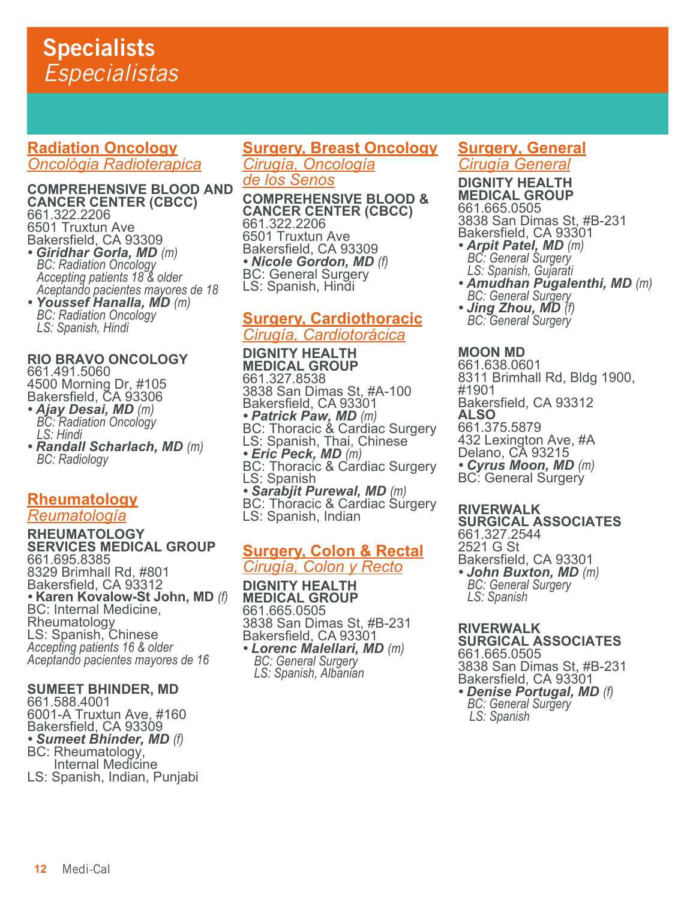# Specialists
*Especialistas*

## Radiation Oncology
*Oncológia Radioterapica*

**COMPREHENSIVE BLOOD AND CANCER CENTER (CBCC)**
661.322.2206
6501 Truxtun Ave
Bakersfield, CA 93309

- ***Giridhar Gorla, MD*** *(m)*
  *BC: Radiation Oncology*
  *Accepting patients 18 & older*
  *Aceptando pacientes mayores de 18*
- ***Youssef Hanalla, MD*** *(m)*
  *BC: Radiation Oncology*
  *LS: Spanish, Hindi*

**RIO BRAVO ONCOLOGY**
661.491.5060
4500 Morning Dr, #105
Bakersfield, CA 93306

- ***Ajay Desai, MD*** *(m)*
  *BC: Radiation Oncology*
  *LS: Hindi*
- ***Randall Scharlach, MD*** *(m)*
  *BC: Radiology*

## Rheumatology
*Reumatología*

**RHEUMATOLOGY SERVICES MEDICAL GROUP**
661.695.8385
8329 Brimhall Rd, #801
Bakersfield, CA 93312

- **Karen Kovalow-St John, MD** *(f)*
  BC: Internal Medicine, Rheumatology
  LS: Spanish, Chinese
  *Accepting patients 16 & older*
  *Aceptando pacientes mayores de 16*

**SUMEET BHINDER, MD**
661.588.4001
6001-A Truxtun Ave, #160
Bakersfield, CA 93309

- ***Sumeet Bhinder, MD*** *(f)*
  BC: Rheumatology, Internal Medicine
  LS: Spanish, Indian, Punjabi

## Surgery, Breast Oncology
*Cirugía, Oncología de los Senos*

**COMPREHENSIVE BLOOD & CANCER CENTER (CBCC)**
661.322.2206
6501 Truxtun Ave
Bakersfield, CA 93309

- ***Nicole Gordon, MD*** *(f)*
  BC: General Surgery
  LS: Spanish, Hindi

## Surgery, Cardiothoracic
*Cirugía, Cardiotorácica*

**DIGNITY HEALTH MEDICAL GROUP**
661.327.8538
3838 San Dimas St, #A-100
Bakersfield, CA 93301

- ***Patrick Paw, MD*** *(m)*
  BC: Thoracic & Cardiac Surgery
  LS: Spanish, Thai, Chinese
- ***Eric Peck, MD*** *(m)*
  BC: Thoracic & Cardiac Surgery
  LS: Spanish
- ***Sarabjit Purewal, MD*** *(m)*
  BC: Thoracic & Cardiac Surgery
  LS: Spanish, Indian

## Surgery, Colon & Rectal
*Cirugía, Colon y Recto*

**DIGNITY HEALTH MEDICAL GROUP**
661.665.0505
3838 San Dimas St, #B-231
Bakersfield, CA 93301

- ***Lorenc Malellari, MD*** *(m)*
  *BC: General Surgery*
  *LS: Spanish, Albanian*

## Surgery, General
*Cirugía General*

**DIGNITY HEALTH MEDICAL GROUP**
661.665.0505
3838 San Dimas St, #B-231
Bakersfield, CA 93301

- ***Arpit Patel, MD*** *(m)*
  *BC: General Surgery*
  *LS: Spanish, Gujarati*
- ***Amudhan Pugalenthi, MD*** *(m)*
  *BC: General Surgery*
- ***Jing Zhou, MD*** *(f)*
  *BC: General Surgery*

**MOON MD**
661.638.0601
8311 Brimhall Rd, Bldg 1900, #1901
Bakersfield, CA 93312
**ALSO**
661.375.5879
432 Lexington Ave, #A
Delano, CA 93215

- ***Cyrus Moon, MD*** *(m)*
  BC: General Surgery

**RIVERWALK SURGICAL ASSOCIATES**
661.327.2544
2521 G St
Bakersfield, CA 93301

- ***John Buxton, MD*** *(m)*
  *BC: General Surgery*
  *LS: Spanish*

**RIVERWALK SURGICAL ASSOCIATES**
661.665.0505
3838 San Dimas St, #B-231
Bakersfield, CA 93301

- ***Denise Portugal, MD*** *(f)*
  *BC: General Surgery*
  *LS: Spanish*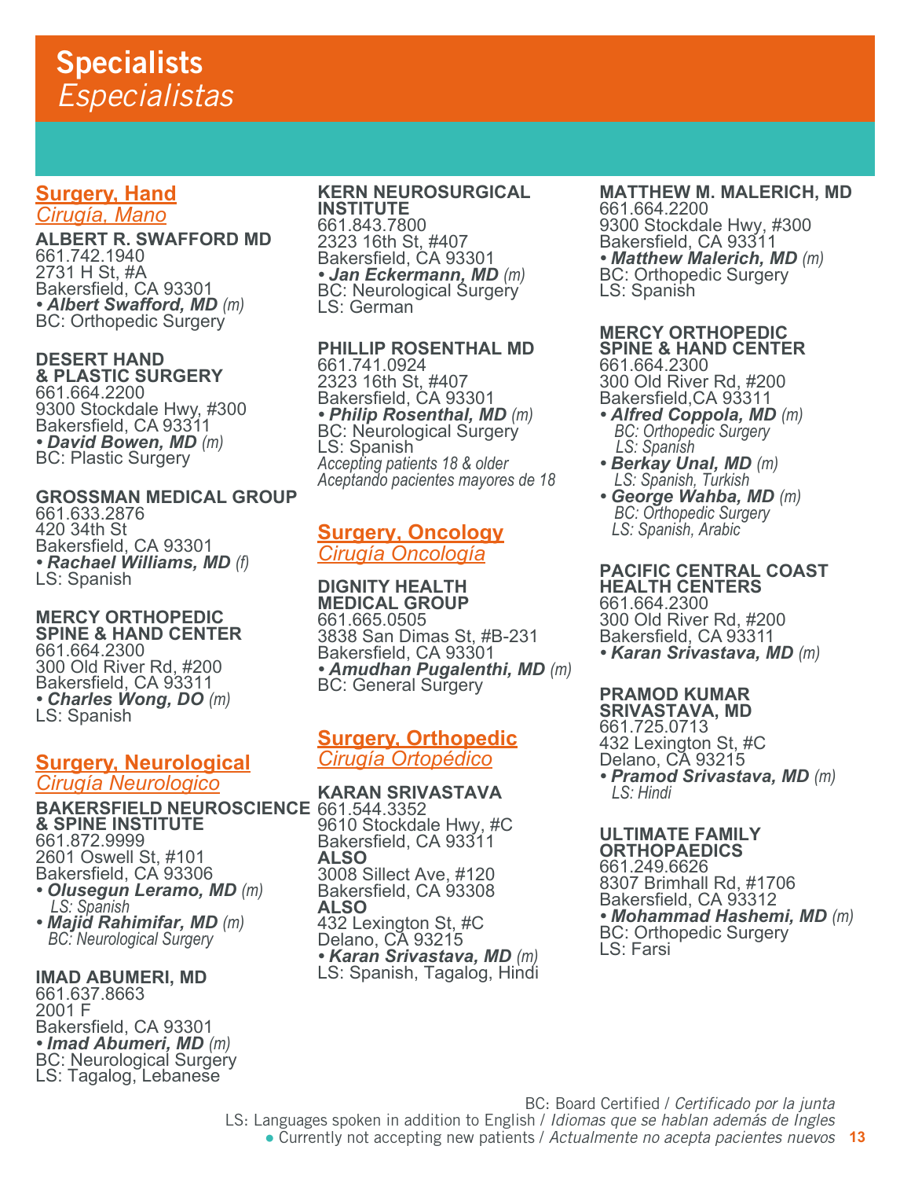# Specialists
*Especialistas*

## Surgery, Hand
*Cirugía, Mano*

**ALBERT R. SWAFFORD MD**
661.742.1940
2731 H St, #A
Bakersfield, CA 93301
• ***Albert Swafford, MD*** *(m)*
BC: Orthopedic Surgery

**DESERT HAND & PLASTIC SURGERY**
661.664.2200
9300 Stockdale Hwy, #300
Bakersfield, CA 93311
• ***David Bowen, MD*** *(m)*
BC: Plastic Surgery

**GROSSMAN MEDICAL GROUP**
661.633.2876
420 34th St
Bakersfield, CA 93301
• ***Rachael Williams, MD*** *(f)*
LS: Spanish

**MERCY ORTHOPEDIC SPINE & HAND CENTER**
661.664.2300
300 Old River Rd, #200
Bakersfield, CA 93311
• ***Charles Wong, DO*** *(m)*
LS: Spanish

## Surgery, Neurological
*Cirugía Neurologico*

**BAKERSFIELD NEUROSCIENCE & SPINE INSTITUTE**
661.872.9999
2601 Oswell St, #101
Bakersfield, CA 93306
• ***Olusegun Leramo, MD*** *(m)*
*LS: Spanish*
• ***Majid Rahimifar, MD*** *(m)*
*BC: Neurological Surgery*

**IMAD ABUMERI, MD**
661.637.8663
2001 F
Bakersfield, CA 93301
• ***Imad Abumeri, MD*** *(m)*
BC: Neurological Surgery
LS: Tagalog, Lebanese

**KERN NEUROSURGICAL INSTITUTE**
661.843.7800
2323 16th St, #407
Bakersfield, CA 93301
• ***Jan Eckermann, MD*** *(m)*
BC: Neurological Surgery
LS: German

**PHILLIP ROSENTHAL MD**
661.741.0924
2323 16th St, #407
Bakersfield, CA 93301
• ***Philip Rosenthal, MD*** *(m)*
BC: Neurological Surgery
LS: Spanish
*Accepting patients 18 & older*
*Aceptando pacientes mayores de 18*

## Surgery, Oncology
*Cirugía Oncología*

**DIGNITY HEALTH MEDICAL GROUP**
661.665.0505
3838 San Dimas St, #B-231
Bakersfield, CA 93301
• ***Amudhan Pugalenthi, MD*** *(m)*
BC: General Surgery

## Surgery, Orthopedic
*Cirugía Ortopédico*

**KARAN SRIVASTAVA**
661.544.3352
9610 Stockdale Hwy, #C
Bakersfield, CA 93311
**ALSO**
3008 Sillect Ave, #120
Bakersfield, CA 93308
**ALSO**
432 Lexington St, #C
Delano, CA 93215
• ***Karan Srivastava, MD*** *(m)*
LS: Spanish, Tagalog, Hindi

**MATTHEW M. MALERICH, MD**
661.664.2200
9300 Stockdale Hwy, #300
Bakersfield, CA 93311
• ***Matthew Malerich, MD*** *(m)*
BC: Orthopedic Surgery
LS: Spanish

**MERCY ORTHOPEDIC SPINE & HAND CENTER**
661.664.2300
300 Old River Rd, #200
Bakersfield,CA 93311
• ***Alfred Coppola, MD*** *(m)*
*BC: Orthopedic Surgery*
*LS: Spanish*
• ***Berkay Unal, MD*** *(m)*
*LS: Spanish, Turkish*
• ***George Wahba, MD*** *(m)*
*BC: Orthopedic Surgery*
*LS: Spanish, Arabic*

**PACIFIC CENTRAL COAST HEALTH CENTERS**
661.664.2300
300 Old River Rd, #200
Bakersfield, CA 93311
• ***Karan Srivastava, MD*** *(m)*

**PRAMOD KUMAR SRIVASTAVA, MD**
661.725.0713
432 Lexington St, #C
Delano, CA 93215
• ***Pramod Srivastava, MD*** *(m)*
*LS: Hindi*

**ULTIMATE FAMILY ORTHOPAEDICS**
661.249.6626
8307 Brimhall Rd, #1706
Bakersfield, CA 93312
• ***Mohammad Hashemi, MD*** *(m)*
BC: Orthopedic Surgery
LS: Farsi

BC: Board Certified / *Certificado por la junta*
LS: Languages spoken in addition to English / *Idiomas que se hablan además de Ingles*
● Currently not accepting new patients / *Actualmente no acepta pacientes nuevos*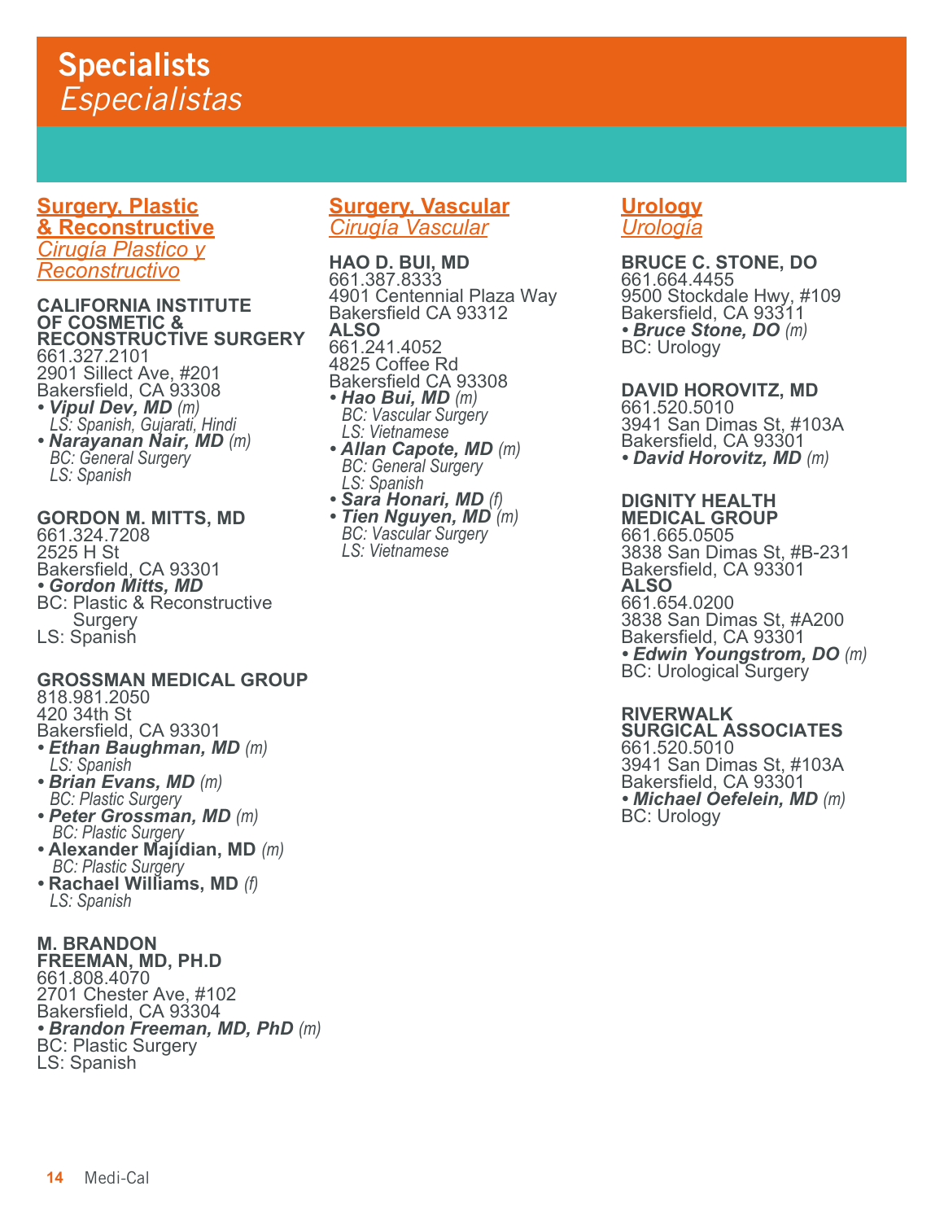# Specialists
*Especialistas*

## Surgery, Plastic & Reconstructive
*Cirugía Plastico y Reconstructivo*

**CALIFORNIA INSTITUTE OF COSMETIC & RECONSTRUCTIVE SURGERY**
661.327.2101
2901 Sillect Ave, #201
Bakersfield, CA 93308
- ***Vipul Dev, MD*** *(m)*
  *LS: Spanish, Gujarati, Hindi*
- ***Narayanan Nair, MD*** *(m)*
  *BC: General Surgery*
  *LS: Spanish*

**GORDON M. MITTS, MD**
661.324.7208
2525 H St
Bakersfield, CA 93301
- ***Gordon Mitts, MD***

BC: Plastic & Reconstructive Surgery
LS: Spanish

**GROSSMAN MEDICAL GROUP**
818.981.2050
420 34th St
Bakersfield, CA 93301
- ***Ethan Baughman, MD*** *(m)*
  *LS: Spanish*
- ***Brian Evans, MD*** *(m)*
  *BC: Plastic Surgery*
- ***Peter Grossman, MD*** *(m)*
  *BC: Plastic Surgery*
- **Alexander Majidian, MD** *(m)*
  *BC: Plastic Surgery*
- **Rachael Williams, MD** *(f)*
  *LS: Spanish*

**M. BRANDON FREEMAN, MD, PH.D**
661.808.4070
2701 Chester Ave, #102
Bakersfield, CA 93304
- ***Brandon Freeman, MD, PhD*** *(m)*

BC: Plastic Surgery
LS: Spanish

## Surgery, Vascular
*Cirugía Vascular*

**HAO D. BUI, MD**
661.387.8333
4901 Centennial Plaza Way
Bakersfield CA 93312
**ALSO**
661.241.4052
4825 Coffee Rd
Bakersfield CA 93308
- ***Hao Bui, MD*** *(m)*
  *BC: Vascular Surgery*
  *LS: Vietnamese*
- ***Allan Capote, MD*** *(m)*
  *BC: General Surgery*
  *LS: Spanish*
- ***Sara Honari, MD*** *(f)*
- ***Tien Nguyen, MD*** *(m)*
  *BC: Vascular Surgery*
  *LS: Vietnamese*

## Urology
*Urología*

**BRUCE C. STONE, DO**
661.664.4455
9500 Stockdale Hwy, #109
Bakersfield, CA 93311
- ***Bruce Stone, DO*** *(m)*

BC: Urology

**DAVID HOROVITZ, MD**
661.520.5010
3941 San Dimas St, #103A
Bakersfield, CA 93301
- ***David Horovitz, MD*** *(m)*

**DIGNITY HEALTH MEDICAL GROUP**
661.665.0505
3838 San Dimas St, #B-231
Bakersfield, CA 93301
**ALSO**
661.654.0200
3838 San Dimas St, #A200
Bakersfield, CA 93301
- ***Edwin Youngstrom, DO*** *(m)*

BC: Urological Surgery

**RIVERWALK SURGICAL ASSOCIATES**
661.520.5010
3941 San Dimas St, #103A
Bakersfield, CA 93301
- ***Michael Oefelein, MD*** *(m)*

BC: Urology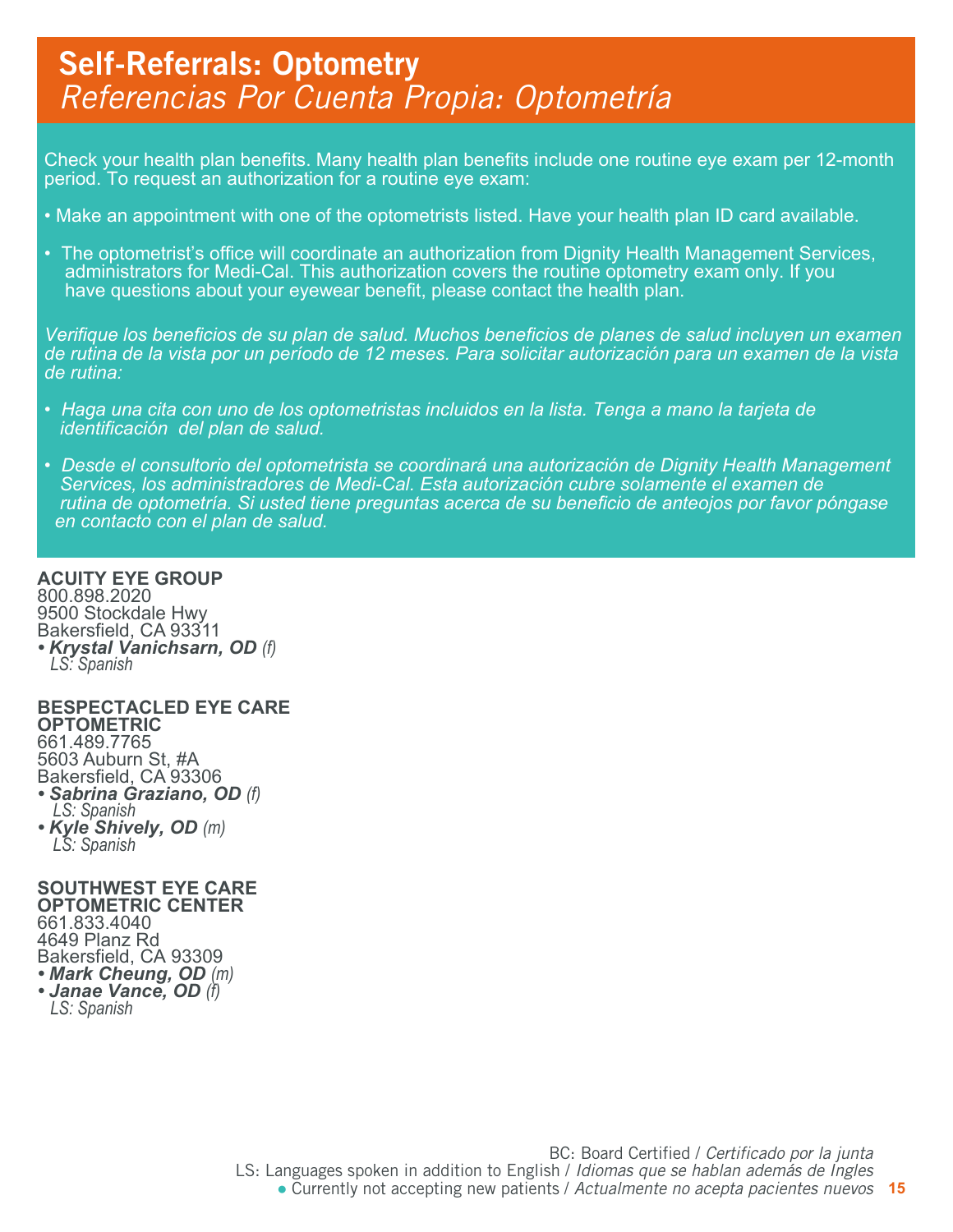## Self-Referrals: Optometry

*Referencias Por Cuenta Propia: Optometría*

Check your health plan benefits. Many health plan benefits include one routine eye exam per 12-month period. To request an authorization for a routine eye exam:

- Make an appointment with one of the optometrists listed. Have your health plan ID card available.
- The optometrist's office will coordinate an authorization from Dignity Health Management Services, administrators for Medi-Cal. This authorization covers the routine optometry exam only. If you have questions about your eyewear benefit, please contact the health plan.

*Verifique los beneficios de su plan de salud. Muchos beneficios de planes de salud incluyen un examen de rutina de la vista por un período de 12 meses. Para solicitar autorización para un examen de la vista de rutina:*

- *Haga una cita con uno de los optometristas incluidos en la lista. Tenga a mano la tarjeta de identificación del plan de salud.*
- *Desde el consultorio del optometrista se coordinará una autorización de Dignity Health Management Services, los administradores de Medi-Cal. Esta autorización cubre solamente el examen de rutina de optometría. Si usted tiene preguntas acerca de su beneficio de anteojos por favor póngase en contacto con el plan de salud.*

**ACUITY EYE GROUP**
800.898.2020
9500 Stockdale Hwy
Bakersfield, CA 93311
- ***Krystal Vanichsarn, OD*** *(f)*
  *LS: Spanish*

**BESPECTACLED EYE CARE OPTOMETRIC**
661.489.7765
5603 Auburn St, #A
Bakersfield, CA 93306
- ***Sabrina Graziano, OD*** *(f)*
  *LS: Spanish*
- ***Kyle Shively, OD*** *(m)*
  *LS: Spanish*

**SOUTHWEST EYE CARE OPTOMETRIC CENTER**
661.833.4040
4649 Planz Rd
Bakersfield, CA 93309
- ***Mark Cheung, OD*** *(m)*
- ***Janae Vance, OD*** *(f)*
  *LS: Spanish*

BC: Board Certified / *Certificado por la junta*
LS: Languages spoken in addition to English / *Idiomas que se hablan además de Ingles*
● Currently not accepting new patients / *Actualmente no acepta pacientes nuevos*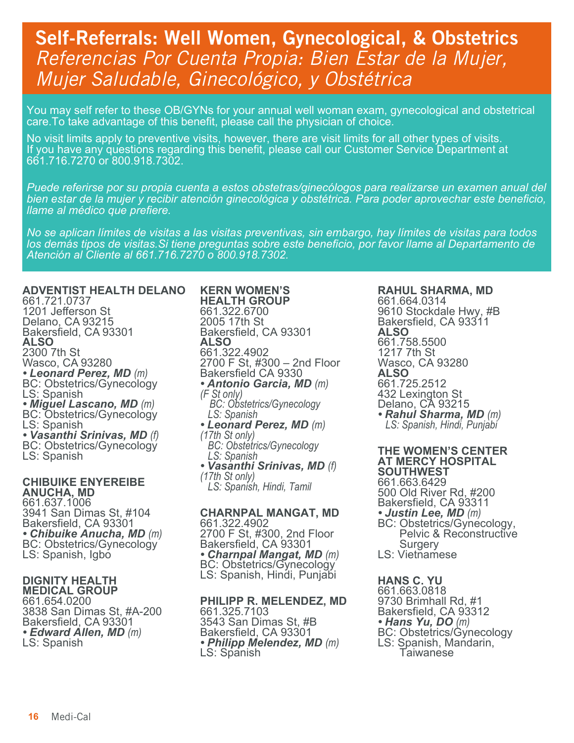# Self-Referrals: Well Women, Gynecological, & Obstetrics

## *Referencias Por Cuenta Propia: Bien Estar de la Mujer, Mujer Saludable, Ginecológico, y Obstétrica*

You may self refer to these OB/GYNs for your annual well woman exam, gynecological and obstetrical care.To take advantage of this benefit, please call the physician of choice.

No visit limits apply to preventive visits, however, there are visit limits for all other types of visits. If you have any questions regarding this benefit, please call our Customer Service Department at 661.716.7270 or 800.918.7302.

*Puede referirse por su propia cuenta a estos obstetras/ginecólogos para realizarse un examen anual del bien estar de la mujer y recibir atención ginecológica y obstétrica. Para poder aprovechar este beneficio, llame al médico que prefiere.*

*No se aplican límites de visitas a las visitas preventivas, sin embargo, hay límites de visitas para todos los demás tipos de visitas.Si tiene preguntas sobre este beneficio, por favor llame al Departamento de Atención al Cliente al 661.716.7270 o 800.918.7302.*

**ADVENTIST HEALTH DELANO**
661.721.0737
1201 Jefferson St
Delano, CA 93215
Bakersfield, CA 93301
**ALSO**
2300 7th St
Wasco, CA 93280
- ***Leonard Perez, MD*** *(m)*
  BC: Obstetrics/Gynecology
  LS: Spanish
- ***Miguel Lascano, MD*** *(m)*
  BC: Obstetrics/Gynecology
  LS: Spanish
- ***Vasanthi Srinivas, MD*** *(f)*
  BC: Obstetrics/Gynecology
  LS: Spanish

**CHIBUIKE ENYEREIBE ANUCHA, MD**
661.637.1006
3941 San Dimas St, #104
Bakersfield, CA 93301
- ***Chibuike Anucha, MD*** *(m)*
  BC: Obstetrics/Gynecology
  LS: Spanish, Igbo

**DIGNITY HEALTH MEDICAL GROUP**
661.654.0200
3838 San Dimas St, #A-200
Bakersfield, CA 93301
- ***Edward Allen, MD*** *(m)*
  LS: Spanish

**KERN WOMEN'S HEALTH GROUP**
661.322.6700
2005 17th St
Bakersfield, CA 93301
**ALSO**
661.322.4902
2700 F St, #300 – 2nd Floor
Bakersfield CA 9330
- ***Antonio Garcia, MD*** *(m)*
  *(F St only)*
  *BC: Obstetrics/Gynecology*
  *LS: Spanish*
- ***Leonard Perez, MD*** *(m)*
  *(17th St only)*
  *BC: Obstetrics/Gynecology*
  *LS: Spanish*
- ***Vasanthi Srinivas, MD*** *(f)*
  *(17th St only)*
  *LS: Spanish, Hindi, Tamil*

**CHARNPAL MANGAT, MD**
661.322.4902
2700 F St, #300, 2nd Floor
Bakersfield, CA 93301
- ***Charnpal Mangat, MD*** *(m)*
  BC: Obstetrics/Gynecology
  LS: Spanish, Hindi, Punjabi

**PHILIPP R. MELENDEZ, MD**
661.325.7103
3543 San Dimas St, #B
Bakersfield, CA 93301
- ***Philipp Melendez, MD*** *(m)*
  LS: Spanish

**RAHUL SHARMA, MD**
661.664.0314
9610 Stockdale Hwy, #B
Bakersfield, CA 93311
**ALSO**
661.758.5500
1217 7th St
Wasco, CA 93280
**ALSO**
661.725.2512
432 Lexington St
Delano, CA 93215
- ***Rahul Sharma, MD*** *(m)*
  *LS: Spanish, Hindi, Punjabi*

**THE WOMEN'S CENTER AT MERCY HOSPITAL SOUTHWEST**
661.663.6429
500 Old River Rd, #200
Bakersfield, CA 93311
- ***Justin Lee, MD*** *(m)*
  BC: Obstetrics/Gynecology, Pelvic & Reconstructive Surgery
  LS: Vietnamese

**HANS C. YU**
661.663.0818
9730 Brimhall Rd, #1
Bakersfield, CA 93312
- ***Hans Yu, DO*** *(m)*
  BC: Obstetrics/Gynecology
  LS: Spanish, Mandarin, Taiwanese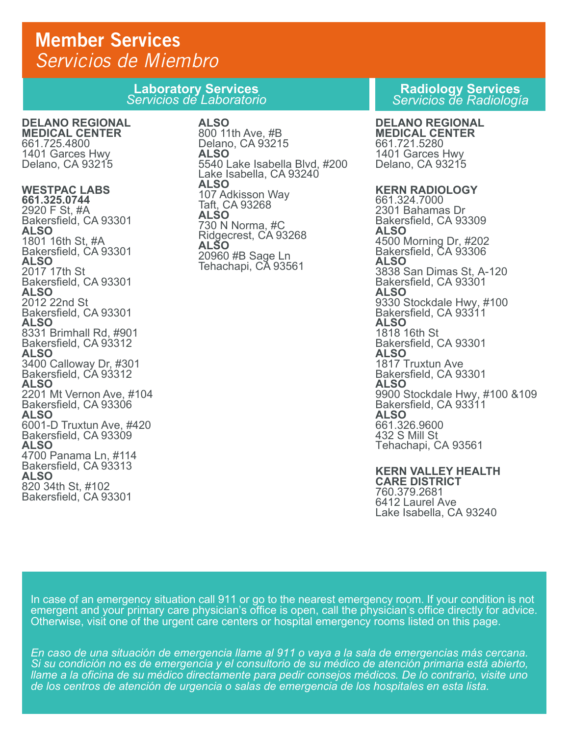# Member Services
*Servicios de Miembro*

## Laboratory Services
*Servicios de Laboratorio*

**DELANO REGIONAL MEDICAL CENTER**
661.725.4800
1401 Garces Hwy
Delano, CA 93215

**WESTPAC LABS**
**661.325.0744**
2920 F St, #A
Bakersfield, CA 93301
**ALSO**
1801 16th St, #A
Bakersfield, CA 93301
**ALSO**
2017 17th St
Bakersfield, CA 93301
**ALSO**
2012 22nd St
Bakersfield, CA 93301
**ALSO**
8331 Brimhall Rd, #901
Bakersfield, CA 93312
**ALSO**
3400 Calloway Dr, #301
Bakersfield, CA 93312
**ALSO**
2201 Mt Vernon Ave, #104
Bakersfield, CA 93306
**ALSO**
6001-D Truxtun Ave, #420
Bakersfield, CA 93309
**ALSO**
4700 Panama Ln, #114
Bakersfield, CA 93313
**ALSO**
820 34th St, #102
Bakersfield, CA 93301
**ALSO**
800 11th Ave, #B
Delano, CA 93215
**ALSO**
5540 Lake Isabella Blvd, #200
Lake Isabella, CA 93240
**ALSO**
107 Adkisson Way
Taft, CA 93268
**ALSO**
730 N Norma, #C
Ridgecrest, CA 93268
**ALSO**
20960 #B Sage Ln
Tehachapi, CA 93561

## Radiology Services
*Servicios de Radiología*

**DELANO REGIONAL MEDICAL CENTER**
661.721.5280
1401 Garces Hwy
Delano, CA 93215

**KERN RADIOLOGY**
661.324.7000
2301 Bahamas Dr
Bakersfield, CA 93309
**ALSO**
4500 Morning Dr, #202
Bakersfield, CA 93306
**ALSO**
3838 San Dimas St, A-120
Bakersfield, CA 93301
**ALSO**
9330 Stockdale Hwy, #100
Bakersfield, CA 93311
**ALSO**
1818 16th St
Bakersfield, CA 93301
**ALSO**
1817 Truxtun Ave
Bakersfield, CA 93301
**ALSO**
9900 Stockdale Hwy, #100 &109
Bakersfield, CA 93311
**ALSO**
661.326.9600
432 S Mill St
Tehachapi, CA 93561

**KERN VALLEY HEALTH CARE DISTRICT**
760.379.2681
6412 Laurel Ave
Lake Isabella, CA 93240

In case of an emergency situation call 911 or go to the nearest emergency room. If your condition is not emergent and your primary care physician's office is open, call the physician's office directly for advice. Otherwise, visit one of the urgent care centers or hospital emergency rooms listed on this page.

*En caso de una situación de emergencia llame al 911 o vaya a la sala de emergencias más cercana. Si su condición no es de emergencia y el consultorio de su médico de atención primaria está abierto, llame a la oficina de su médico directamente para pedir consejos médicos. De lo contrario, visite uno de los centros de atención de urgencia o salas de emergencia de los hospitales en esta lista.*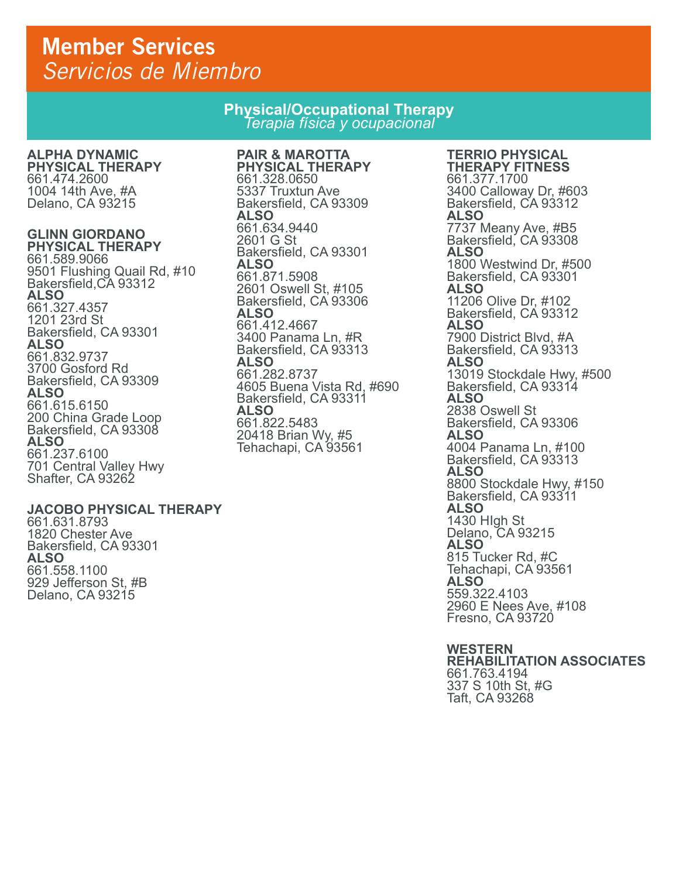# Member Services
*Servicios de Miembro*

## Physical/Occupational Therapy
*Terapia física y ocupacional*

**ALPHA DYNAMIC PHYSICAL THERAPY**
661.474.2600
1004 14th Ave, #A
Delano, CA 93215

**GLINN GIORDANO PHYSICAL THERAPY**
661.589.9066
9501 Flushing Quail Rd, #10
Bakersfield,CA 93312
**ALSO**
661.327.4357
1201 23rd St
Bakersfield, CA 93301
**ALSO**
661.832.9737
3700 Gosford Rd
Bakersfield, CA 93309
**ALSO**
661.615.6150
200 China Grade Loop
Bakersfield, CA 93308
**ALSO**
661.237.6100
701 Central Valley Hwy
Shafter, CA 93262

**JACOBO PHYSICAL THERAPY**
661.631.8793
1820 Chester Ave
Bakersfield, CA 93301
**ALSO**
661.558.1100
929 Jefferson St, #B
Delano, CA 93215

**PAIR & MAROTTA PHYSICAL THERAPY**
661.328.0650
5337 Truxtun Ave
Bakersfield, CA 93309
**ALSO**
661.634.9440
2601 G St
Bakersfield, CA 93301
**ALSO**
661.871.5908
2601 Oswell St, #105
Bakersfield, CA 93306
**ALSO**
661.412.4667
3400 Panama Ln, #R
Bakersfield, CA 93313
**ALSO**
661.282.8737
4605 Buena Vista Rd, #690
Bakersfield, CA 93311
**ALSO**
661.822.5483
20418 Brian Wy, #5
Tehachapi, CA 93561

**TERRIO PHYSICAL THERAPY FITNESS**
661.377.1700
3400 Calloway Dr, #603
Bakersfield, CA 93312
**ALSO**
7737 Meany Ave, #B5
Bakersfield, CA 93308
**ALSO**
1800 Westwind Dr, #500
Bakersfield, CA 93301
**ALSO**
11206 Olive Dr, #102
Bakersfield, CA 93312
**ALSO**
7900 District Blvd, #A
Bakersfield, CA 93313
**ALSO**
13019 Stockdale Hwy, #500
Bakersfield, CA 93314
**ALSO**
2838 Oswell St
Bakersfield, CA 93306
**ALSO**
4004 Panama Ln, #100
Bakersfield, CA 93313
**ALSO**
8800 Stockdale Hwy, #150
Bakersfield, CA 93311
**ALSO**
1430 HIgh St
Delano, CA 93215
**ALSO**
815 Tucker Rd, #C
Tehachapi, CA 93561
**ALSO**
559.322.4103
2960 E Nees Ave, #108
Fresno, CA 93720

**WESTERN REHABILITATION ASSOCIATES**
661.763.4194
337 S 10th St, #G
Taft, CA 93268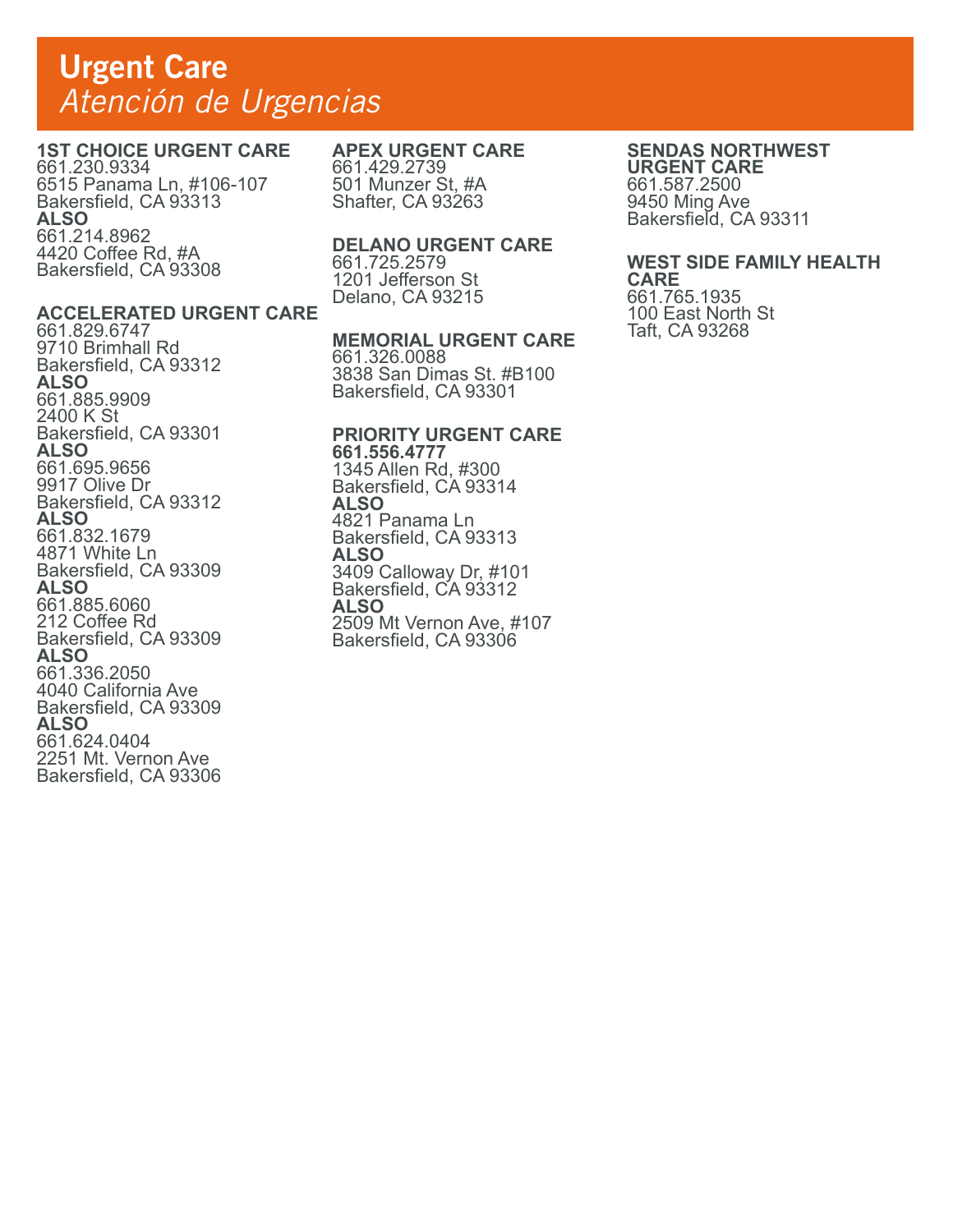# Urgent Care
## *Atención de Urgencias*

**1ST CHOICE URGENT CARE**
661.230.9334
6515 Panama Ln, #106-107
Bakersfield, CA 93313
**ALSO**
661.214.8962
4420 Coffee Rd, #A
Bakersfield, CA 93308

**ACCELERATED URGENT CARE**
661.829.6747
9710 Brimhall Rd
Bakersfield, CA 93312
**ALSO**
661.885.9909
2400 K St
Bakersfield, CA 93301
**ALSO**
661.695.9656
9917 Olive Dr
Bakersfield, CA 93312
**ALSO**
661.832.1679
4871 White Ln
Bakersfield, CA 93309
**ALSO**
661.885.6060
212 Coffee Rd
Bakersfield, CA 93309
**ALSO**
661.336.2050
4040 California Ave
Bakersfield, CA 93309
**ALSO**
661.624.0404
2251 Mt. Vernon Ave
Bakersfield, CA 93306

**APEX URGENT CARE**
661.429.2739
501 Munzer St, #A
Shafter, CA 93263

**DELANO URGENT CARE**
661.725.2579
1201 Jefferson St
Delano, CA 93215

**MEMORIAL URGENT CARE**
661.326.0088
3838 San Dimas St. #B100
Bakersfield, CA 93301

**PRIORITY URGENT CARE**
**661.556.4777**
1345 Allen Rd, #300
Bakersfield, CA 93314
**ALSO**
4821 Panama Ln
Bakersfield, CA 93313
**ALSO**
3409 Calloway Dr, #101
Bakersfield, CA 93312
**ALSO**
2509 Mt Vernon Ave, #107
Bakersfield, CA 93306

**SENDAS NORTHWEST URGENT CARE**
661.587.2500
9450 Ming Ave
Bakersfield, CA 93311

**WEST SIDE FAMILY HEALTH CARE**
661.765.1935
100 East North St
Taft, CA 93268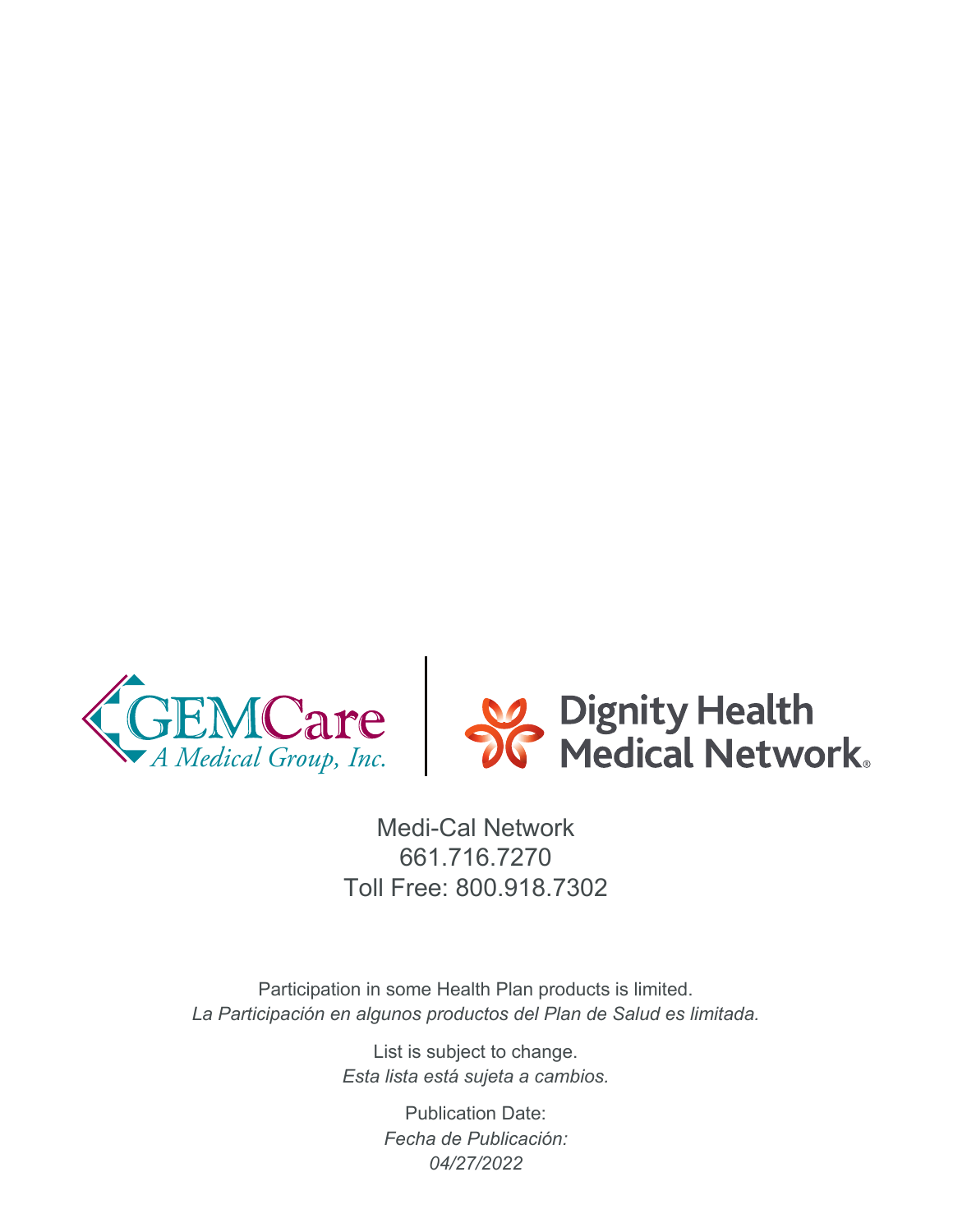GEMCare A Medical Group, Inc. | Dignity Health Medical Network

Medi-Cal Network
661.716.7270
Toll Free: 800.918.7302

Participation in some Health Plan products is limited.
*La Participación en algunos productos del Plan de Salud es limitada.*

List is subject to change.
*Esta lista está sujeta a cambios.*

Publication Date:
*Fecha de Publicación:*
*04/27/2022*